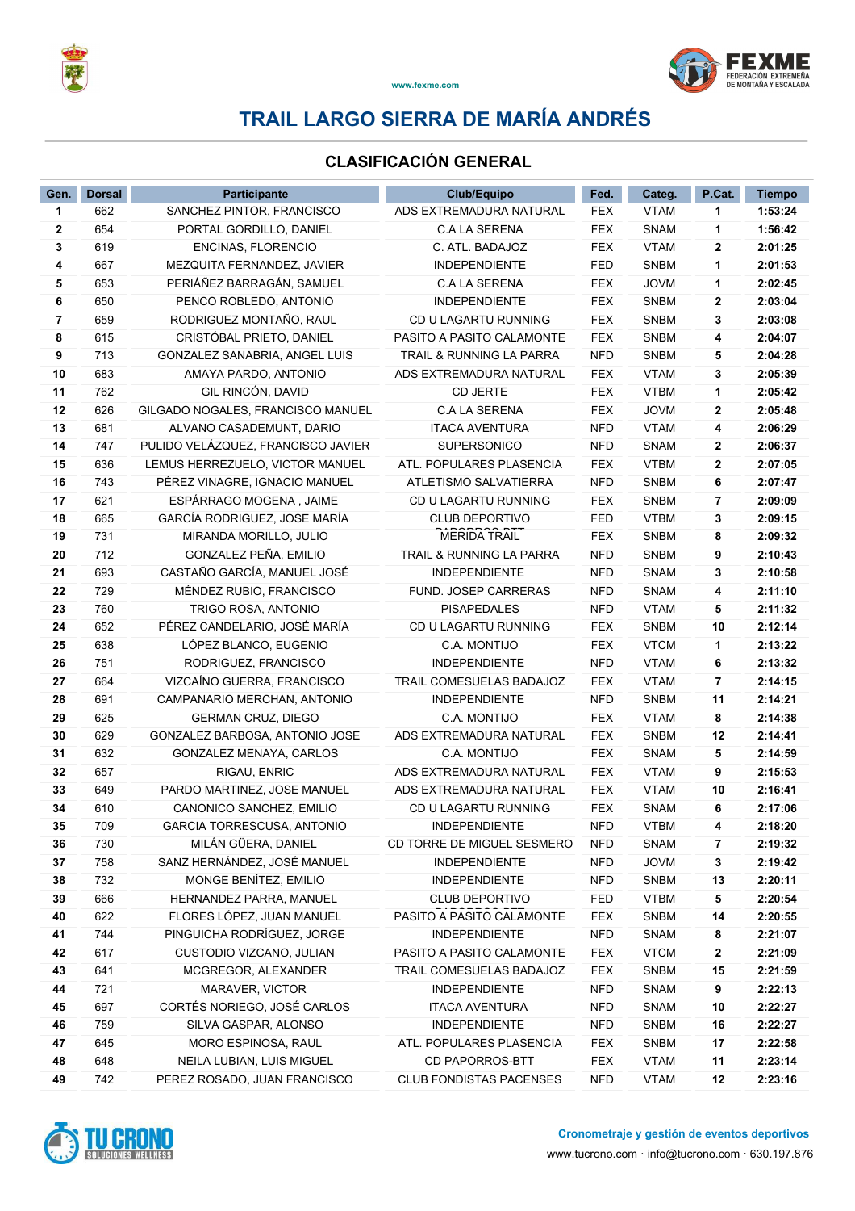# TRAIL LARGO SIERRA DE MARÍA ANDRÉS

## CLASIFICACIÓN GENERAL

| Gen. | Dorsal | Participante | Club/Equipo | Fed. | Categ. | P.Cat. | Tiempo |
|---|---|---|---|---|---|---|---|
| 1 | 662 | SANCHEZ PINTOR, FRANCISCO | ADS EXTREMADURA NATURAL | FEX | VTAM | 1 | 1:53:24 |
| 2 | 654 | PORTAL GORDILLO, DANIEL | C.A LA SERENA | FEX | SNAM | 1 | 1:56:42 |
| 3 | 619 | ENCINAS, FLORENCIO | C. ATL. BADAJOZ | FEX | VTAM | 2 | 2:01:25 |
| 4 | 667 | MEZQUITA FERNANDEZ, JAVIER | INDEPENDIENTE | FED | SNBM | 1 | 2:01:53 |
| 5 | 653 | PERIÁÑEZ BARRAGÁN, SAMUEL | C.A LA SERENA | FEX | JOVM | 1 | 2:02:45 |
| 6 | 650 | PENCO ROBLEDO, ANTONIO | INDEPENDIENTE | FEX | SNBM | 2 | 2:03:04 |
| 7 | 659 | RODRIGUEZ MONTAÑO, RAUL | CD U LAGARTU RUNNING | FEX | SNBM | 3 | 2:03:08 |
| 8 | 615 | CRISTÓBAL PRIETO, DANIEL | PASITO A PASITO CALAMONTE | FEX | SNBM | 4 | 2:04:07 |
| 9 | 713 | GONZALEZ SANABRIA, ANGEL LUIS | TRAIL & RUNNING LA PARRA | NFD | SNBM | 5 | 2:04:28 |
| 10 | 683 | AMAYA PARDO, ANTONIO | ADS EXTREMADURA NATURAL | FEX | VTAM | 3 | 2:05:39 |
| 11 | 762 | GIL RINCÓN, DAVID | CD JERTE | FEX | VTBM | 1 | 2:05:42 |
| 12 | 626 | GILGADO NOGALES, FRANCISCO MANUEL | C.A LA SERENA | FEX | JOVM | 2 | 2:05:48 |
| 13 | 681 | ALVANO CASADEMUNT, DARIO | ITACA AVENTURA | NFD | VTAM | 4 | 2:06:29 |
| 14 | 747 | PULIDO VELÁZQUEZ, FRANCISCO JAVIER | SUPERSONICO | NFD | SNAM | 2 | 2:06:37 |
| 15 | 636 | LEMUS HERREZUELO, VICTOR MANUEL | ATL. POPULARES PLASENCIA | FEX | VTBM | 2 | 2:07:05 |
| 16 | 743 | PÉREZ VINAGRE, IGNACIO MANUEL | ATLETISMO SALVATIERRA | NFD | SNBM | 6 | 2:07:47 |
| 17 | 621 | ESPÁRRAGO MOGENA , JAIME | CD U LAGARTU RUNNING | FEX | SNBM | 7 | 2:09:09 |
| 18 | 665 | GARCÍA RODRIGUEZ, JOSE MARÍA | CLUB DEPORTIVO | FED | VTBM | 3 | 2:09:15 |
| 19 | 731 | MIRANDA MORILLO, JULIO | MERIDA TRAIL | FEX | SNBM | 8 | 2:09:32 |
| 20 | 712 | GONZALEZ PEÑA, EMILIO | TRAIL & RUNNING LA PARRA | NFD | SNBM | 9 | 2:10:43 |
| 21 | 693 | CASTAÑO GARCÍA, MANUEL JOSÉ | INDEPENDIENTE | NFD | SNAM | 3 | 2:10:58 |
| 22 | 729 | MÉNDEZ RUBIO, FRANCISCO | FUND. JOSEP CARRERAS | NFD | SNAM | 4 | 2:11:10 |
| 23 | 760 | TRIGO ROSA, ANTONIO | PISAPEDALES | NFD | VTAM | 5 | 2:11:32 |
| 24 | 652 | PÉREZ CANDELARIO, JOSÉ MARÍA | CD U LAGARTU RUNNING | FEX | SNBM | 10 | 2:12:14 |
| 25 | 638 | LÓPEZ BLANCO, EUGENIO | C.A. MONTIJO | FEX | VTCM | 1 | 2:13:22 |
| 26 | 751 | RODRIGUEZ, FRANCISCO | INDEPENDIENTE | NFD | VTAM | 6 | 2:13:32 |
| 27 | 664 | VIZCAÍNO GUERRA, FRANCISCO | TRAIL COMESUELAS BADAJOZ | FEX | VTAM | 7 | 2:14:15 |
| 28 | 691 | CAMPANARIO MERCHAN, ANTONIO | INDEPENDIENTE | NFD | SNBM | 11 | 2:14:21 |
| 29 | 625 | GERMAN CRUZ, DIEGO | C.A. MONTIJO | FEX | VTAM | 8 | 2:14:38 |
| 30 | 629 | GONZALEZ BARBOSA, ANTONIO JOSE | ADS EXTREMADURA NATURAL | FEX | SNBM | 12 | 2:14:41 |
| 31 | 632 | GONZALEZ MENAYA, CARLOS | C.A. MONTIJO | FEX | SNAM | 5 | 2:14:59 |
| 32 | 657 | RIGAU, ENRIC | ADS EXTREMADURA NATURAL | FEX | VTAM | 9 | 2:15:53 |
| 33 | 649 | PARDO MARTINEZ, JOSE MANUEL | ADS EXTREMADURA NATURAL | FEX | VTAM | 10 | 2:16:41 |
| 34 | 610 | CANONICO SANCHEZ, EMILIO | CD U LAGARTU RUNNING | FEX | SNAM | 6 | 2:17:06 |
| 35 | 709 | GARCIA TORRESCUSA, ANTONIO | INDEPENDIENTE | NFD | VTBM | 4 | 2:18:20 |
| 36 | 730 | MILÁN GÜERA, DANIEL | CD TORRE DE MIGUEL SESMERO | NFD | SNAM | 7 | 2:19:32 |
| 37 | 758 | SANZ HERNÁNDEZ, JOSÉ MANUEL | INDEPENDIENTE | NFD | JOVM | 3 | 2:19:42 |
| 38 | 732 | MONGE BENÍTEZ, EMILIO | INDEPENDIENTE | NFD | SNBM | 13 | 2:20:11 |
| 39 | 666 | HERNANDEZ PARRA, MANUEL | CLUB DEPORTIVO | FED | VTBM | 5 | 2:20:54 |
| 40 | 622 | FLORES LÓPEZ, JUAN MANUEL | PASITO A PASITO CALAMONTE | FEX | SNBM | 14 | 2:20:55 |
| 41 | 744 | PINGUICHA RODRÍGUEZ, JORGE | INDEPENDIENTE | NFD | SNAM | 8 | 2:21:07 |
| 42 | 617 | CUSTODIO VIZCANO, JULIAN | PASITO A PASITO CALAMONTE | FEX | VTCM | 2 | 2:21:09 |
| 43 | 641 | MCGREGOR, ALEXANDER | TRAIL COMESUELAS BADAJOZ | FEX | SNBM | 15 | 2:21:59 |
| 44 | 721 | MARAVER, VICTOR | INDEPENDIENTE | NFD | SNAM | 9 | 2:22:13 |
| 45 | 697 | CORTÉS NORIEGO, JOSÉ CARLOS | ITACA AVENTURA | NFD | SNAM | 10 | 2:22:27 |
| 46 | 759 | SILVA GASPAR, ALONSO | INDEPENDIENTE | NFD | SNBM | 16 | 2:22:27 |
| 47 | 645 | MORO ESPINOSA, RAUL | ATL. POPULARES PLASENCIA | FEX | SNBM | 17 | 2:22:58 |
| 48 | 648 | NEILA LUBIAN, LUIS MIGUEL | CD PAPORROS-BTT | FEX | VTAM | 11 | 2:23:14 |
| 49 | 742 | PEREZ ROSADO, JUAN FRANCISCO | CLUB FONDISTAS PACENSES | NFD | VTAM | 12 | 2:23:16 |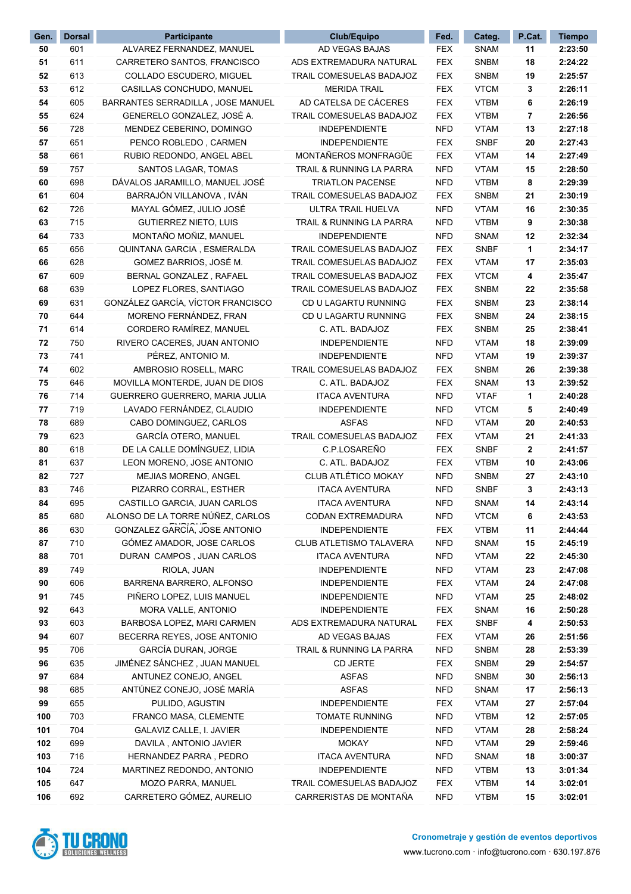| Gen. | Dorsal | Participante | Club/Equipo | Fed. | Categ. | P.Cat. | Tiempo |
|---|---|---|---|---|---|---|---|
| 50 | 601 | ALVAREZ FERNANDEZ, MANUEL | AD VEGAS BAJAS | FEX | SNAM | 11 | 2:23:50 |
| 51 | 611 | CARRETERO SANTOS, FRANCISCO | ADS EXTREMADURA NATURAL | FEX | SNBM | 18 | 2:24:22 |
| 52 | 613 | COLLADO ESCUDERO, MIGUEL | TRAIL COMESUELAS BADAJOZ | FEX | SNBM | 19 | 2:25:57 |
| 53 | 612 | CASILLAS CONCHUDO, MANUEL | MERIDA TRAIL | FEX | VTCM | 3 | 2:26:11 |
| 54 | 605 | BARRANTES SERRADILLA , JOSE MANUEL | AD CATELSA DE CÁCERES | FEX | VTBM | 6 | 2:26:19 |
| 55 | 624 | GENERELO GONZALEZ, JOSÉ A. | TRAIL COMESUELAS BADAJOZ | FEX | VTBM | 7 | 2:26:56 |
| 56 | 728 | MENDEZ CEBERINO, DOMINGO | INDEPENDIENTE | NFD | VTAM | 13 | 2:27:18 |
| 57 | 651 | PENCO ROBLEDO , CARMEN | INDEPENDIENTE | FEX | SNBF | 20 | 2:27:43 |
| 58 | 661 | RUBIO REDONDO, ANGEL ABEL | MONTAÑEROS MONFRAGÜE | FEX | VTAM | 14 | 2:27:49 |
| 59 | 757 | SANTOS LAGAR, TOMAS | TRAIL & RUNNING LA PARRA | NFD | VTAM | 15 | 2:28:50 |
| 60 | 698 | DÁVALOS JARAMILLO, MANUEL JOSÉ | TRIATLON PACENSE | NFD | VTBM | 8 | 2:29:39 |
| 61 | 604 | BARRAJÓN VILLANOVA , IVÁN | TRAIL COMESUELAS BADAJOZ | FEX | SNBM | 21 | 2:30:19 |
| 62 | 726 | MAYAL GÓMEZ, JULIO JOSÉ | ULTRA TRAIL HUELVA | NFD | VTAM | 16 | 2:30:35 |
| 63 | 715 | GUTIERREZ NIETO, LUIS | TRAIL & RUNNING LA PARRA | NFD | VTBM | 9 | 2:30:38 |
| 64 | 733 | MONTAÑO MOÑIZ, MANUEL | INDEPENDIENTE | NFD | SNAM | 12 | 2:32:34 |
| 65 | 656 | QUINTANA GARCIA , ESMERALDA | TRAIL COMESUELAS BADAJOZ | FEX | SNBF | 1 | 2:34:17 |
| 66 | 628 | GOMEZ BARRIOS, JOSÉ M. | TRAIL COMESUELAS BADAJOZ | FEX | VTAM | 17 | 2:35:03 |
| 67 | 609 | BERNAL GONZALEZ , RAFAEL | TRAIL COMESUELAS BADAJOZ | FEX | VTCM | 4 | 2:35:47 |
| 68 | 639 | LOPEZ FLORES, SANTIAGO | TRAIL COMESUELAS BADAJOZ | FEX | SNBM | 22 | 2:35:58 |
| 69 | 631 | GONZÁLEZ GARCÍA, VÍCTOR FRANCISCO | CD U LAGARTU RUNNING | FEX | SNBM | 23 | 2:38:14 |
| 70 | 644 | MORENO FERNÁNDEZ, FRAN | CD U LAGARTU RUNNING | FEX | SNBM | 24 | 2:38:15 |
| 71 | 614 | CORDERO RAMÍREZ, MANUEL | C. ATL. BADAJOZ | FEX | SNBM | 25 | 2:38:41 |
| 72 | 750 | RIVERO CACERES, JUAN ANTONIO | INDEPENDIENTE | NFD | VTAM | 18 | 2:39:09 |
| 73 | 741 | PÉREZ, ANTONIO M. | INDEPENDIENTE | NFD | VTAM | 19 | 2:39:37 |
| 74 | 602 | AMBROSIO ROSELL, MARC | TRAIL COMESUELAS BADAJOZ | FEX | SNBM | 26 | 2:39:38 |
| 75 | 646 | MOVILLA MONTERDE, JUAN DE DIOS | C. ATL. BADAJOZ | FEX | SNAM | 13 | 2:39:52 |
| 76 | 714 | GUERRERO GUERRERO, MARIA JULIA | ITACA AVENTURA | NFD | VTAF | 1 | 2:40:28 |
| 77 | 719 | LAVADO FERNÁNDEZ, CLAUDIO | INDEPENDIENTE | NFD | VTCM | 5 | 2:40:49 |
| 78 | 689 | CABO DOMINGUEZ, CARLOS | ASFAS | NFD | VTAM | 20 | 2:40:53 |
| 79 | 623 | GARCÍA OTERO, MANUEL | TRAIL COMESUELAS BADAJOZ | FEX | VTAM | 21 | 2:41:33 |
| 80 | 618 | DE LA CALLE DOMÍNGUEZ, LIDIA | C.P.LOSAREÑO | FEX | SNBF | 2 | 2:41:57 |
| 81 | 637 | LEON MORENO, JOSE ANTONIO | C. ATL. BADAJOZ | FEX | VTBM | 10 | 2:43:06 |
| 82 | 727 | MEJIAS MORENO, ANGEL | CLUB ATLÉTICO MOKAY | NFD | SNBM | 27 | 2:43:10 |
| 83 | 746 | PIZARRO CORRAL, ESTHER | ITACA AVENTURA | NFD | SNBF | 3 | 2:43:13 |
| 84 | 695 | CASTILLO GARCIA, JUAN CARLOS | ITACA AVENTURA | NFD | SNAM | 14 | 2:43:14 |
| 85 | 680 | ALONSO DE LA TORRE NÚÑEZ, CARLOS | CODAN EXTREMADURA | NFD | VTCM | 6 | 2:43:53 |
| 86 | 630 | GONZALEZ GARCÍA, JOSE ANTONIO | INDEPENDIENTE | FEX | VTBM | 11 | 2:44:44 |
| 87 | 710 | GÓMEZ AMADOR, JOSE CARLOS | CLUB ATLETISMO TALAVERA | NFD | SNAM | 15 | 2:45:19 |
| 88 | 701 | DURAN CAMPOS , JUAN CARLOS | ITACA AVENTURA | NFD | VTAM | 22 | 2:45:30 |
| 89 | 749 | RIOLA, JUAN | INDEPENDIENTE | NFD | VTAM | 23 | 2:47:08 |
| 90 | 606 | BARRENA BARRERO, ALFONSO | INDEPENDIENTE | FEX | VTAM | 24 | 2:47:08 |
| 91 | 745 | PIÑERO LOPEZ, LUIS MANUEL | INDEPENDIENTE | NFD | VTAM | 25 | 2:48:02 |
| 92 | 643 | MORA VALLE, ANTONIO | INDEPENDIENTE | FEX | SNAM | 16 | 2:50:28 |
| 93 | 603 | BARBOSA LOPEZ, MARI CARMEN | ADS EXTREMADURA NATURAL | FEX | SNBF | 4 | 2:50:53 |
| 94 | 607 | BECERRA REYES, JOSE ANTONIO | AD VEGAS BAJAS | FEX | VTAM | 26 | 2:51:56 |
| 95 | 706 | GARCÍA DURAN, JORGE | TRAIL & RUNNING LA PARRA | NFD | SNBM | 28 | 2:53:39 |
| 96 | 635 | JIMÉNEZ SÁNCHEZ , JUAN MANUEL | CD JERTE | FEX | SNBM | 29 | 2:54:57 |
| 97 | 684 | ANTUNEZ CONEJO, ANGEL | ASFAS | NFD | SNBM | 30 | 2:56:13 |
| 98 | 685 | ANTÚNEZ CONEJO, JOSÉ MARÍA | ASFAS | NFD | SNAM | 17 | 2:56:13 |
| 99 | 655 | PULIDO, AGUSTIN | INDEPENDIENTE | FEX | VTAM | 27 | 2:57:04 |
| 100 | 703 | FRANCO MASA, CLEMENTE | TOMATE RUNNING | NFD | VTBM | 12 | 2:57:05 |
| 101 | 704 | GALAVIZ CALLE, I. JAVIER | INDEPENDIENTE | NFD | VTAM | 28 | 2:58:24 |
| 102 | 699 | DAVILA , ANTONIO JAVIER | MOKAY | NFD | VTAM | 29 | 2:59:46 |
| 103 | 716 | HERNANDEZ PARRA , PEDRO | ITACA AVENTURA | NFD | SNAM | 18 | 3:00:37 |
| 104 | 724 | MARTINEZ REDONDO, ANTONIO | INDEPENDIENTE | NFD | VTBM | 13 | 3:01:34 |
| 105 | 647 | MOZO PARRA, MANUEL | TRAIL COMESUELAS BADAJOZ | FEX | VTBM | 14 | 3:02:01 |
| 106 | 692 | CARRETERO GÓMEZ, AURELIO | CARRERISTAS DE MONTAÑA | NFD | VTBM | 15 | 3:02:01 |

TU CRONO SOLUCIONES WELLNESS

**Cronometraje y gestión de eventos deportivos**

www.tucrono.com · info@tucrono.com · 630.197.876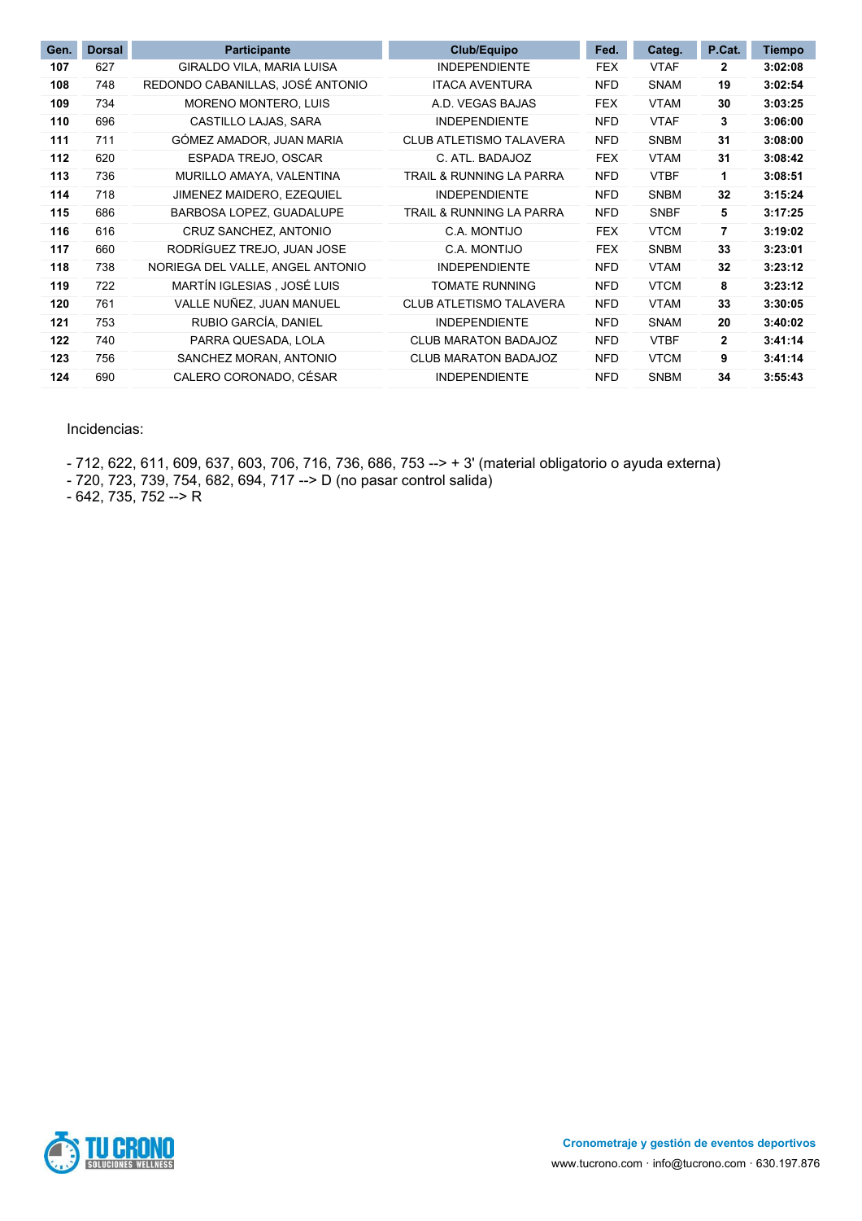| Gen. | Dorsal | Participante | Club/Equipo | Fed. | Categ. | P.Cat. | Tiempo |
|---|---|---|---|---|---|---|---|
| **107** | 627 | GIRALDO VILA, MARIA LUISA | INDEPENDIENTE | FEX | VTAF | **2** | **3:02:08** |
| **108** | 748 | REDONDO CABANILLAS, JOSÉ ANTONIO | ITACA AVENTURA | NFD | SNAM | **19** | **3:02:54** |
| **109** | 734 | MORENO MONTERO, LUIS | A.D. VEGAS BAJAS | FEX | VTAM | **30** | **3:03:25** |
| **110** | 696 | CASTILLO LAJAS, SARA | INDEPENDIENTE | NFD | VTAF | **3** | **3:06:00** |
| **111** | 711 | GÓMEZ AMADOR, JUAN MARIA | CLUB ATLETISMO TALAVERA | NFD | SNBM | **31** | **3:08:00** |
| **112** | 620 | ESPADA TREJO, OSCAR | C. ATL. BADAJOZ | FEX | VTAM | **31** | **3:08:42** |
| **113** | 736 | MURILLO AMAYA, VALENTINA | TRAIL & RUNNING LA PARRA | NFD | VTBF | **1** | **3:08:51** |
| **114** | 718 | JIMENEZ MAIDERO, EZEQUIEL | INDEPENDIENTE | NFD | SNBM | **32** | **3:15:24** |
| **115** | 686 | BARBOSA LOPEZ, GUADALUPE | TRAIL & RUNNING LA PARRA | NFD | SNBF | **5** | **3:17:25** |
| **116** | 616 | CRUZ SANCHEZ, ANTONIO | C.A. MONTIJO | FEX | VTCM | **7** | **3:19:02** |
| **117** | 660 | RODRÍGUEZ TREJO, JUAN JOSE | C.A. MONTIJO | FEX | SNBM | **33** | **3:23:01** |
| **118** | 738 | NORIEGA DEL VALLE, ANGEL ANTONIO | INDEPENDIENTE | NFD | VTAM | **32** | **3:23:12** |
| **119** | 722 | MARTÍN IGLESIAS , JOSÉ LUIS | TOMATE RUNNING | NFD | VTCM | **8** | **3:23:12** |
| **120** | 761 | VALLE NUÑEZ, JUAN MANUEL | CLUB ATLETISMO TALAVERA | NFD | VTAM | **33** | **3:30:05** |
| **121** | 753 | RUBIO GARCÍA, DANIEL | INDEPENDIENTE | NFD | SNAM | **20** | **3:40:02** |
| **122** | 740 | PARRA QUESADA, LOLA | CLUB MARATON BADAJOZ | NFD | VTBF | **2** | **3:41:14** |
| **123** | 756 | SANCHEZ MORAN, ANTONIO | CLUB MARATON BADAJOZ | NFD | VTCM | **9** | **3:41:14** |
| **124** | 690 | CALERO CORONADO, CÉSAR | INDEPENDIENTE | NFD | SNBM | **34** | **3:55:43** |

Incidencias:

- 712, 622, 611, 609, 637, 603, 706, 716, 736, 686, 753 --> + 3' (material obligatorio o ayuda externa)
- 720, 723, 739, 754, 682, 694, 717 --> D (no pasar control salida)
- 642, 735, 752 --> R

**Cronometraje y gestión de eventos deportivos**
www.tucrono.com · info@tucrono.com · 630.197.876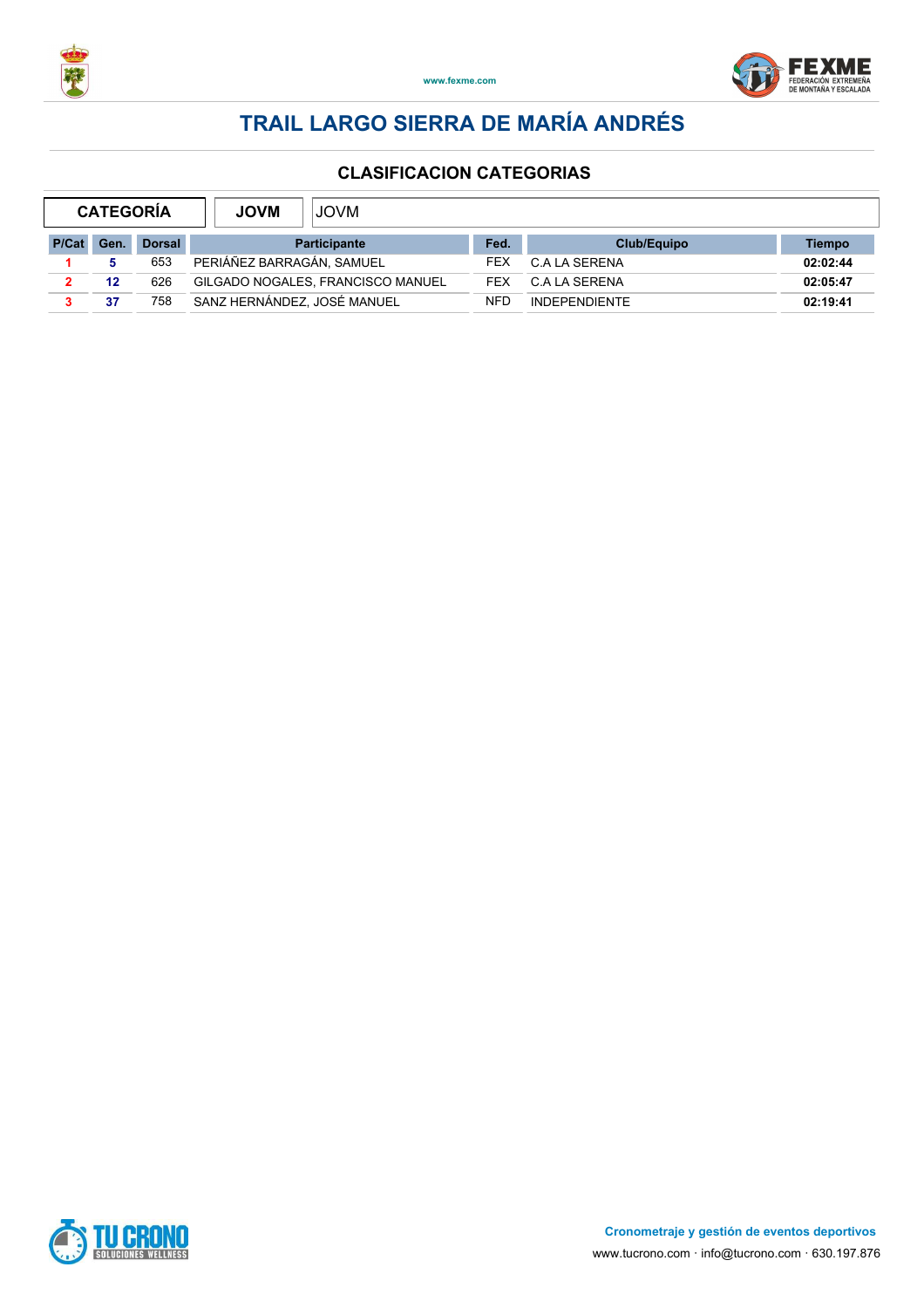# TRAIL LARGO SIERRA DE MARÍA ANDRÉS

## CLASIFICACION CATEGORIAS

| CATEGORÍA | JOVM | JOVM |
|---|---|---|

| P/Cat | Gen. | Dorsal | Participante | Fed. | Club/Equipo | Tiempo |
|---|---|---|---|---|---|---|
| 1 | 5 | 653 | PERIÁÑEZ BARRAGÁN, SAMUEL | FEX | C.A LA SERENA | **02:02:44** |
| 2 | 12 | 626 | GILGADO NOGALES, FRANCISCO MANUEL | FEX | C.A LA SERENA | **02:05:47** |
| 3 | 37 | 758 | SANZ HERNÁNDEZ, JOSÉ MANUEL | NFD | INDEPENDIENTE | **02:19:41** |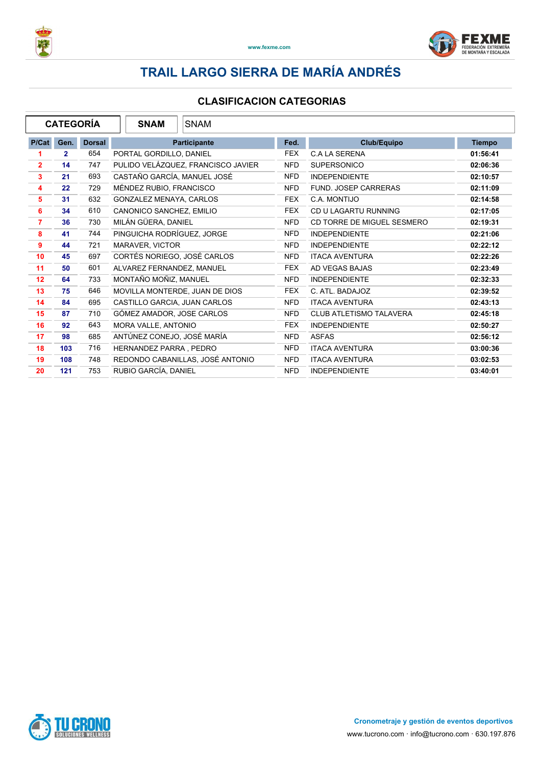# TRAIL LARGO SIERRA DE MARÍA ANDRÉS

## CLASIFICACION CATEGORIAS

| CATEGORÍA | SNAM | SNAM |
|---|---|---|

| P/Cat | Gen. | Dorsal | Participante | Fed. | Club/Equipo | Tiempo |
|---|---|---|---|---|---|---|
| 1 | 2 | 654 | PORTAL GORDILLO, DANIEL | FEX | C.A LA SERENA | 01:56:41 |
| 2 | 14 | 747 | PULIDO VELÁZQUEZ, FRANCISCO JAVIER | NFD | SUPERSONICO | 02:06:36 |
| 3 | 21 | 693 | CASTAÑO GARCÍA, MANUEL JOSÉ | NFD | INDEPENDIENTE | 02:10:57 |
| 4 | 22 | 729 | MÉNDEZ RUBIO, FRANCISCO | NFD | FUND. JOSEP CARRERAS | 02:11:09 |
| 5 | 31 | 632 | GONZALEZ MENAYA, CARLOS | FEX | C.A. MONTIJO | 02:14:58 |
| 6 | 34 | 610 | CANONICO SANCHEZ, EMILIO | FEX | CD U LAGARTU RUNNING | 02:17:05 |
| 7 | 36 | 730 | MILÁN GÜERA, DANIEL | NFD | CD TORRE DE MIGUEL SESMERO | 02:19:31 |
| 8 | 41 | 744 | PINGUICHA RODRÍGUEZ, JORGE | NFD | INDEPENDIENTE | 02:21:06 |
| 9 | 44 | 721 | MARAVER, VICTOR | NFD | INDEPENDIENTE | 02:22:12 |
| 10 | 45 | 697 | CORTÉS NORIEGO, JOSÉ CARLOS | NFD | ITACA AVENTURA | 02:22:26 |
| 11 | 50 | 601 | ALVAREZ FERNANDEZ, MANUEL | FEX | AD VEGAS BAJAS | 02:23:49 |
| 12 | 64 | 733 | MONTAÑO MOÑIZ, MANUEL | NFD | INDEPENDIENTE | 02:32:33 |
| 13 | 75 | 646 | MOVILLA MONTERDE, JUAN DE DIOS | FEX | C. ATL. BADAJOZ | 02:39:52 |
| 14 | 84 | 695 | CASTILLO GARCIA, JUAN CARLOS | NFD | ITACA AVENTURA | 02:43:13 |
| 15 | 87 | 710 | GÓMEZ AMADOR, JOSE CARLOS | NFD | CLUB ATLETISMO TALAVERA | 02:45:18 |
| 16 | 92 | 643 | MORA VALLE, ANTONIO | FEX | INDEPENDIENTE | 02:50:27 |
| 17 | 98 | 685 | ANTÚNEZ CONEJO, JOSÉ MARÍA | NFD | ASFAS | 02:56:12 |
| 18 | 103 | 716 | HERNANDEZ PARRA , PEDRO | NFD | ITACA AVENTURA | 03:00:36 |
| 19 | 108 | 748 | REDONDO CABANILLAS, JOSÉ ANTONIO | NFD | ITACA AVENTURA | 03:02:53 |
| 20 | 121 | 753 | RUBIO GARCÍA, DANIEL | NFD | INDEPENDIENTE | 03:40:01 |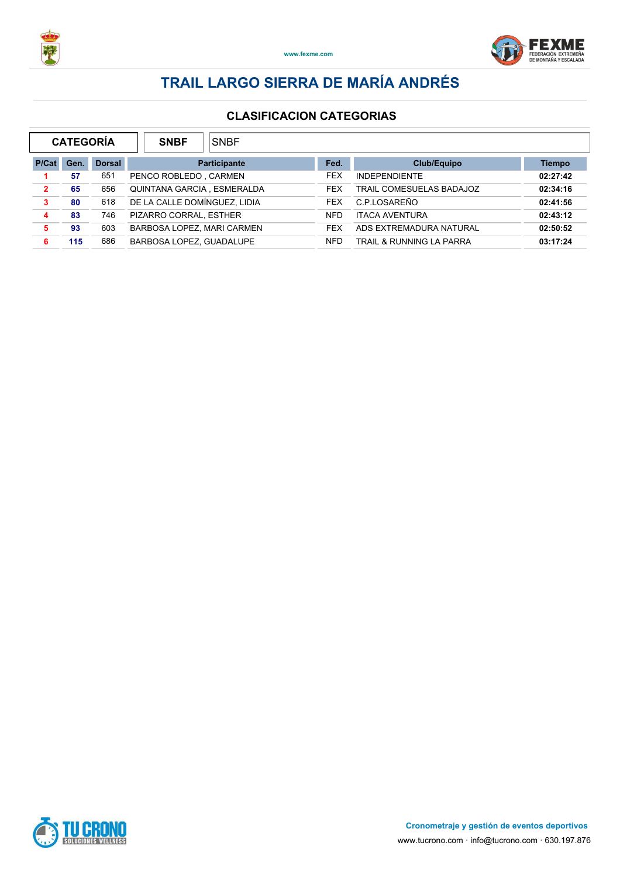# TRAIL LARGO SIERRA DE MARÍA ANDRÉS

## CLASIFICACION CATEGORIAS

| CATEGORÍA | SNBF | SNBF |
|---|---|---|

| P/Cat | Gen. | Dorsal | Participante | Fed. | Club/Equipo | Tiempo |
|---|---|---|---|---|---|---|
| 1 | 57 | 651 | PENCO ROBLEDO , CARMEN | FEX | INDEPENDIENTE | 02:27:42 |
| 2 | 65 | 656 | QUINTANA GARCIA , ESMERALDA | FEX | TRAIL COMESUELAS BADAJOZ | 02:34:16 |
| 3 | 80 | 618 | DE LA CALLE DOMÍNGUEZ, LIDIA | FEX | C.P.LOSAREÑO | 02:41:56 |
| 4 | 83 | 746 | PIZARRO CORRAL, ESTHER | NFD | ITACA AVENTURA | 02:43:12 |
| 5 | 93 | 603 | BARBOSA LOPEZ, MARI CARMEN | FEX | ADS EXTREMADURA NATURAL | 02:50:52 |
| 6 | 115 | 686 | BARBOSA LOPEZ, GUADALUPE | NFD | TRAIL & RUNNING LA PARRA | 03:17:24 |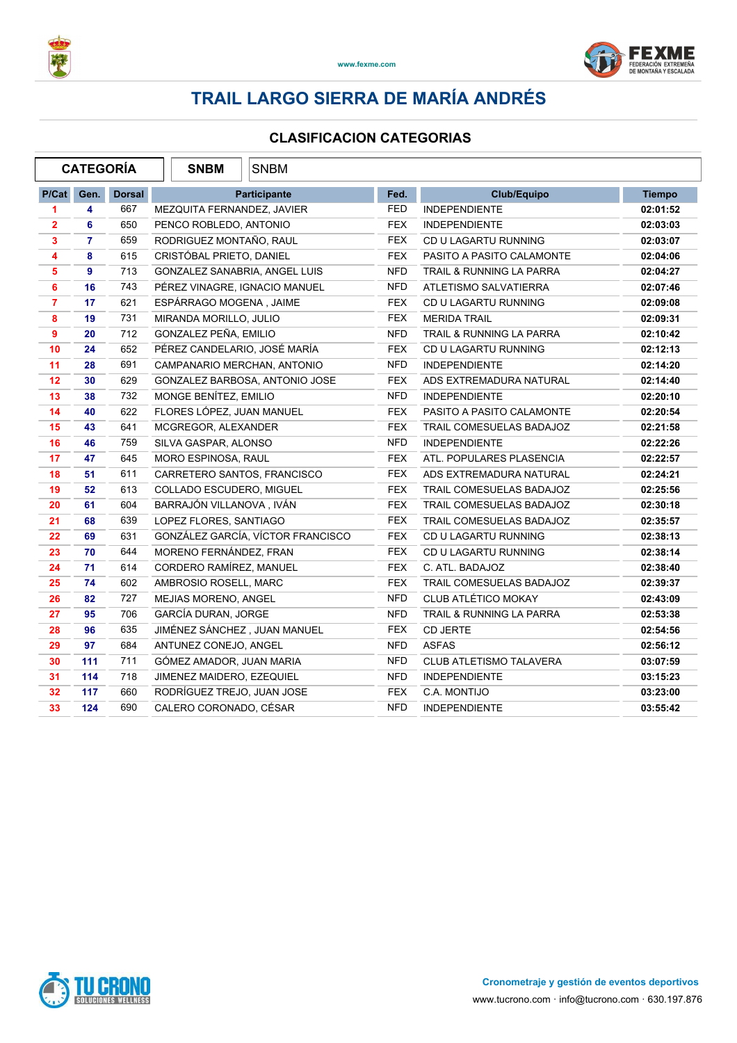# TRAIL LARGO SIERRA DE MARÍA ANDRÉS

## CLASIFICACION CATEGORIAS

| CATEGORÍA | SNBM | SNBM |
|---|---|---|

| P/Cat | Gen. | Dorsal | Participante | Fed. | Club/Equipo | Tiempo |
|---|---|---|---|---|---|---|
| 1 | 4 | 667 | MEZQUITA FERNANDEZ, JAVIER | FED | INDEPENDIENTE | 02:01:52 |
| 2 | 6 | 650 | PENCO ROBLEDO, ANTONIO | FEX | INDEPENDIENTE | 02:03:03 |
| 3 | 7 | 659 | RODRIGUEZ MONTAÑO, RAUL | FEX | CD U LAGARTU RUNNING | 02:03:07 |
| 4 | 8 | 615 | CRISTÓBAL PRIETO, DANIEL | FEX | PASITO A PASITO CALAMONTE | 02:04:06 |
| 5 | 9 | 713 | GONZALEZ SANABRIA, ANGEL LUIS | NFD | TRAIL & RUNNING LA PARRA | 02:04:27 |
| 6 | 16 | 743 | PÉREZ VINAGRE, IGNACIO MANUEL | NFD | ATLETISMO SALVATIERRA | 02:07:46 |
| 7 | 17 | 621 | ESPÁRRAGO MOGENA , JAIME | FEX | CD U LAGARTU RUNNING | 02:09:08 |
| 8 | 19 | 731 | MIRANDA MORILLO, JULIO | FEX | MERIDA TRAIL | 02:09:31 |
| 9 | 20 | 712 | GONZALEZ PEÑA, EMILIO | NFD | TRAIL & RUNNING LA PARRA | 02:10:42 |
| 10 | 24 | 652 | PÉREZ CANDELARIO, JOSÉ MARÍA | FEX | CD U LAGARTU RUNNING | 02:12:13 |
| 11 | 28 | 691 | CAMPANARIO MERCHAN, ANTONIO | NFD | INDEPENDIENTE | 02:14:20 |
| 12 | 30 | 629 | GONZALEZ BARBOSA, ANTONIO JOSE | FEX | ADS EXTREMADURA NATURAL | 02:14:40 |
| 13 | 38 | 732 | MONGE BENÍTEZ, EMILIO | NFD | INDEPENDIENTE | 02:20:10 |
| 14 | 40 | 622 | FLORES LÓPEZ, JUAN MANUEL | FEX | PASITO A PASITO CALAMONTE | 02:20:54 |
| 15 | 43 | 641 | MCGREGOR, ALEXANDER | FEX | TRAIL COMESUELAS BADAJOZ | 02:21:58 |
| 16 | 46 | 759 | SILVA GASPAR, ALONSO | NFD | INDEPENDIENTE | 02:22:26 |
| 17 | 47 | 645 | MORO ESPINOSA, RAUL | FEX | ATL. POPULARES PLASENCIA | 02:22:57 |
| 18 | 51 | 611 | CARRETERO SANTOS, FRANCISCO | FEX | ADS EXTREMADURA NATURAL | 02:24:21 |
| 19 | 52 | 613 | COLLADO ESCUDERO, MIGUEL | FEX | TRAIL COMESUELAS BADAJOZ | 02:25:56 |
| 20 | 61 | 604 | BARRAJÓN VILLANOVA , IVÁN | FEX | TRAIL COMESUELAS BADAJOZ | 02:30:18 |
| 21 | 68 | 639 | LOPEZ FLORES, SANTIAGO | FEX | TRAIL COMESUELAS BADAJOZ | 02:35:57 |
| 22 | 69 | 631 | GONZÁLEZ GARCÍA, VÍCTOR FRANCISCO | FEX | CD U LAGARTU RUNNING | 02:38:13 |
| 23 | 70 | 644 | MORENO FERNÁNDEZ, FRAN | FEX | CD U LAGARTU RUNNING | 02:38:14 |
| 24 | 71 | 614 | CORDERO RAMÍREZ, MANUEL | FEX | C. ATL. BADAJOZ | 02:38:40 |
| 25 | 74 | 602 | AMBROSIO ROSELL, MARC | FEX | TRAIL COMESUELAS BADAJOZ | 02:39:37 |
| 26 | 82 | 727 | MEJIAS MORENO, ANGEL | NFD | CLUB ATLÉTICO MOKAY | 02:43:09 |
| 27 | 95 | 706 | GARCÍA DURAN, JORGE | NFD | TRAIL & RUNNING LA PARRA | 02:53:38 |
| 28 | 96 | 635 | JIMÉNEZ SÁNCHEZ , JUAN MANUEL | FEX | CD JERTE | 02:54:56 |
| 29 | 97 | 684 | ANTUNEZ CONEJO, ANGEL | NFD | ASFAS | 02:56:12 |
| 30 | 111 | 711 | GÓMEZ AMADOR, JUAN MARIA | NFD | CLUB ATLETISMO TALAVERA | 03:07:59 |
| 31 | 114 | 718 | JIMENEZ MAIDERO, EZEQUIEL | NFD | INDEPENDIENTE | 03:15:23 |
| 32 | 117 | 660 | RODRÍGUEZ TREJO, JUAN JOSE | FEX | C.A. MONTIJO | 03:23:00 |
| 33 | 124 | 690 | CALERO CORONADO, CÉSAR | NFD | INDEPENDIENTE | 03:55:42 |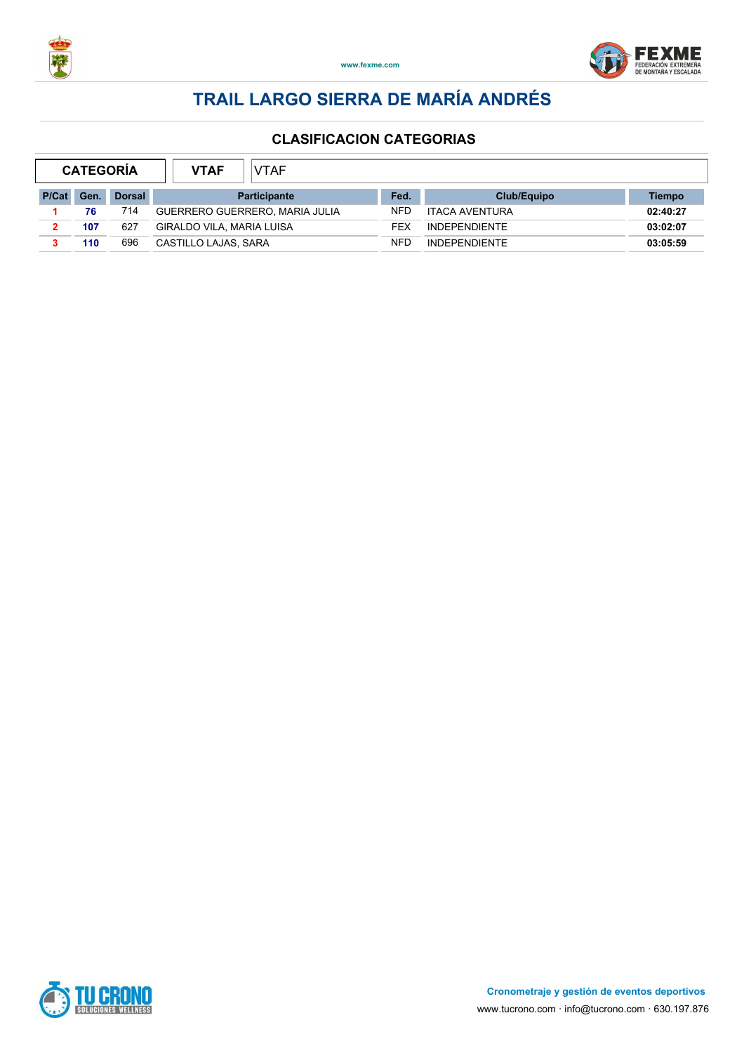# TRAIL LARGO SIERRA DE MARÍA ANDRÉS

## CLASIFICACION CATEGORIAS

| CATEGORÍA | VTAF | VTAF |
|---|---|---|

| P/Cat | Gen. | Dorsal | Participante | Fed. | Club/Equipo | Tiempo |
|---|---|---|---|---|---|---|
| 1 | 76 | 714 | GUERRERO GUERRERO, MARIA JULIA | NFD | ITACA AVENTURA | 02:40:27 |
| 2 | 107 | 627 | GIRALDO VILA, MARIA LUISA | FEX | INDEPENDIENTE | 03:02:07 |
| 3 | 110 | 696 | CASTILLO LAJAS, SARA | NFD | INDEPENDIENTE | 03:05:59 |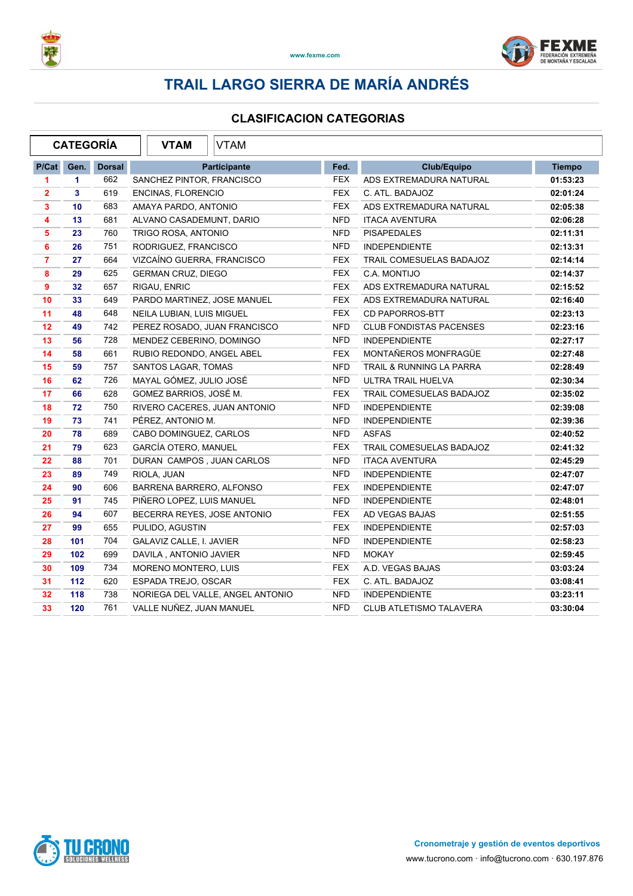www.fexme.com

# TRAIL LARGO SIERRA DE MARÍA ANDRÉS

## CLASIFICACION CATEGORIAS

| CATEGORÍA | VTAM | VTAM |
|---|---|---|

| P/Cat | Gen. | Dorsal | Participante | Fed. | Club/Equipo | Tiempo |
|---|---|---|---|---|---|---|
| 1 | 1 | 662 | SANCHEZ PINTOR, FRANCISCO | FEX | ADS EXTREMADURA NATURAL | 01:53:23 |
| 2 | 3 | 619 | ENCINAS, FLORENCIO | FEX | C. ATL. BADAJOZ | 02:01:24 |
| 3 | 10 | 683 | AMAYA PARDO, ANTONIO | FEX | ADS EXTREMADURA NATURAL | 02:05:38 |
| 4 | 13 | 681 | ALVANO CASADEMUNT, DARIO | NFD | ITACA AVENTURA | 02:06:28 |
| 5 | 23 | 760 | TRIGO ROSA, ANTONIO | NFD | PISAPEDALES | 02:11:31 |
| 6 | 26 | 751 | RODRIGUEZ, FRANCISCO | NFD | INDEPENDIENTE | 02:13:31 |
| 7 | 27 | 664 | VIZCAÍNO GUERRA, FRANCISCO | FEX | TRAIL COMESUELAS BADAJOZ | 02:14:14 |
| 8 | 29 | 625 | GERMAN CRUZ, DIEGO | FEX | C.A. MONTIJO | 02:14:37 |
| 9 | 32 | 657 | RIGAU, ENRIC | FEX | ADS EXTREMADURA NATURAL | 02:15:52 |
| 10 | 33 | 649 | PARDO MARTINEZ, JOSE MANUEL | FEX | ADS EXTREMADURA NATURAL | 02:16:40 |
| 11 | 48 | 648 | NEILA LUBIAN, LUIS MIGUEL | FEX | CD PAPORROS-BTT | 02:23:13 |
| 12 | 49 | 742 | PEREZ ROSADO, JUAN FRANCISCO | NFD | CLUB FONDISTAS PACENSES | 02:23:16 |
| 13 | 56 | 728 | MENDEZ CEBERINO, DOMINGO | NFD | INDEPENDIENTE | 02:27:17 |
| 14 | 58 | 661 | RUBIO REDONDO, ANGEL ABEL | FEX | MONTAÑEROS MONFRAGÜE | 02:27:48 |
| 15 | 59 | 757 | SANTOS LAGAR, TOMAS | NFD | TRAIL & RUNNING LA PARRA | 02:28:49 |
| 16 | 62 | 726 | MAYAL GÓMEZ, JULIO JOSÉ | NFD | ULTRA TRAIL HUELVA | 02:30:34 |
| 17 | 66 | 628 | GOMEZ BARRIOS, JOSÉ M. | FEX | TRAIL COMESUELAS BADAJOZ | 02:35:02 |
| 18 | 72 | 750 | RIVERO CACERES, JUAN ANTONIO | NFD | INDEPENDIENTE | 02:39:08 |
| 19 | 73 | 741 | PÉREZ, ANTONIO M. | NFD | INDEPENDIENTE | 02:39:36 |
| 20 | 78 | 689 | CABO DOMINGUEZ, CARLOS | NFD | ASFAS | 02:40:52 |
| 21 | 79 | 623 | GARCÍA OTERO, MANUEL | FEX | TRAIL COMESUELAS BADAJOZ | 02:41:32 |
| 22 | 88 | 701 | DURAN CAMPOS , JUAN CARLOS | NFD | ITACA AVENTURA | 02:45:29 |
| 23 | 89 | 749 | RIOLA, JUAN | NFD | INDEPENDIENTE | 02:47:07 |
| 24 | 90 | 606 | BARRENA BARRERO, ALFONSO | FEX | INDEPENDIENTE | 02:47:07 |
| 25 | 91 | 745 | PIÑERO LOPEZ, LUIS MANUEL | NFD | INDEPENDIENTE | 02:48:01 |
| 26 | 94 | 607 | BECERRA REYES, JOSE ANTONIO | FEX | AD VEGAS BAJAS | 02:51:55 |
| 27 | 99 | 655 | PULIDO, AGUSTIN | FEX | INDEPENDIENTE | 02:57:03 |
| 28 | 101 | 704 | GALAVIZ CALLE, I. JAVIER | NFD | INDEPENDIENTE | 02:58:23 |
| 29 | 102 | 699 | DAVILA , ANTONIO JAVIER | NFD | MOKAY | 02:59:45 |
| 30 | 109 | 734 | MORENO MONTERO, LUIS | FEX | A.D. VEGAS BAJAS | 03:03:24 |
| 31 | 112 | 620 | ESPADA TREJO, OSCAR | FEX | C. ATL. BADAJOZ | 03:08:41 |
| 32 | 118 | 738 | NORIEGA DEL VALLE, ANGEL ANTONIO | NFD | INDEPENDIENTE | 03:23:11 |
| 33 | 120 | 761 | VALLE NUÑEZ, JUAN MANUEL | NFD | CLUB ATLETISMO TALAVERA | 03:30:04 |

Cronometraje y gestión de eventos deportivos
www.tucrono.com · info@tucrono.com · 630.197.876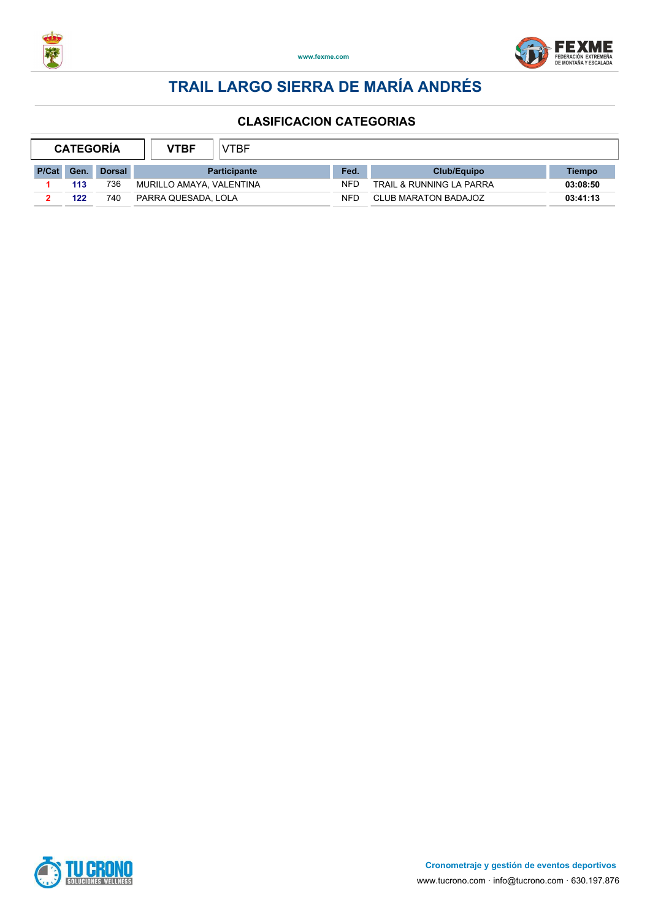# TRAIL LARGO SIERRA DE MARÍA ANDRÉS

## CLASIFICACION CATEGORIAS

| CATEGORÍA | VTBF | VTBF |
|---|---|---|

| P/Cat | Gen. | Dorsal | Participante | Fed. | Club/Equipo | Tiempo |
|---|---|---|---|---|---|---|
| 1 | 113 | 736 | MURILLO AMAYA, VALENTINA | NFD | TRAIL & RUNNING LA PARRA | 03:08:50 |
| 2 | 122 | 740 | PARRA QUESADA, LOLA | NFD | CLUB MARATON BADAJOZ | 03:41:13 |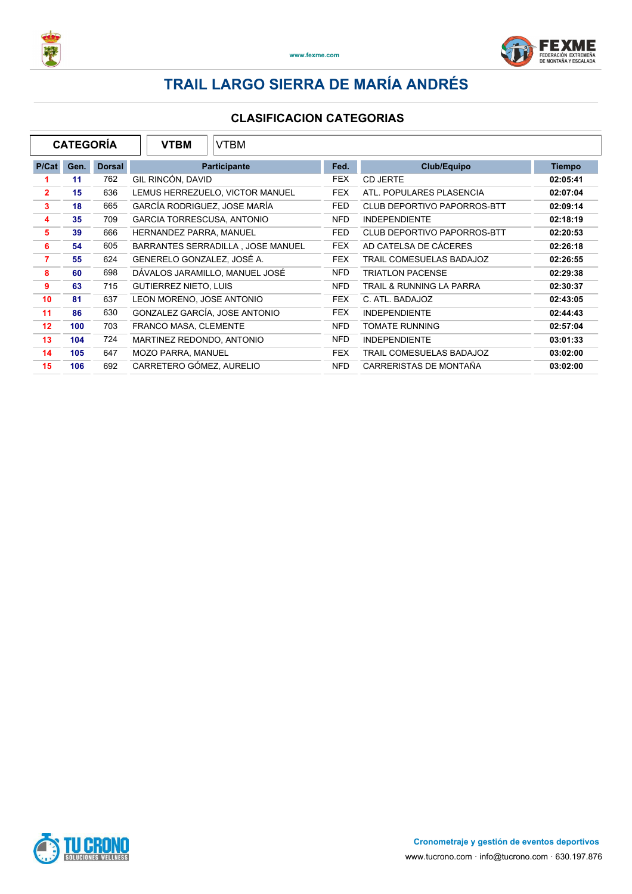# TRAIL LARGO SIERRA DE MARÍA ANDRÉS

## CLASIFICACION CATEGORIAS

| CATEGORÍA | VTBM | VTBM |
|---|---|---|

| P/Cat | Gen. | Dorsal | Participante | Fed. | Club/Equipo | Tiempo |
|---|---|---|---|---|---|---|
| 1 | 11 | 762 | GIL RINCÓN, DAVID | FEX | CD JERTE | 02:05:41 |
| 2 | 15 | 636 | LEMUS HERREZUELO, VICTOR MANUEL | FEX | ATL. POPULARES PLASENCIA | 02:07:04 |
| 3 | 18 | 665 | GARCÍA RODRIGUEZ, JOSE MARÍA | FED | CLUB DEPORTIVO PAPORROS-BTT | 02:09:14 |
| 4 | 35 | 709 | GARCIA TORRESCUSA, ANTONIO | NFD | INDEPENDIENTE | 02:18:19 |
| 5 | 39 | 666 | HERNANDEZ PARRA, MANUEL | FED | CLUB DEPORTIVO PAPORROS-BTT | 02:20:53 |
| 6 | 54 | 605 | BARRANTES SERRADILLA , JOSE MANUEL | FEX | AD CATELSA DE CÁCERES | 02:26:18 |
| 7 | 55 | 624 | GENERELO GONZALEZ, JOSÉ A. | FEX | TRAIL COMESUELAS BADAJOZ | 02:26:55 |
| 8 | 60 | 698 | DÁVALOS JARAMILLO, MANUEL JOSÉ | NFD | TRIATLON PACENSE | 02:29:38 |
| 9 | 63 | 715 | GUTIERREZ NIETO, LUIS | NFD | TRAIL & RUNNING LA PARRA | 02:30:37 |
| 10 | 81 | 637 | LEON MORENO, JOSE ANTONIO | FEX | C. ATL. BADAJOZ | 02:43:05 |
| 11 | 86 | 630 | GONZALEZ GARCÍA, JOSE ANTONIO | FEX | INDEPENDIENTE | 02:44:43 |
| 12 | 100 | 703 | FRANCO MASA, CLEMENTE | NFD | TOMATE RUNNING | 02:57:04 |
| 13 | 104 | 724 | MARTINEZ REDONDO, ANTONIO | NFD | INDEPENDIENTE | 03:01:33 |
| 14 | 105 | 647 | MOZO PARRA, MANUEL | FEX | TRAIL COMESUELAS BADAJOZ | 03:02:00 |
| 15 | 106 | 692 | CARRETERO GÓMEZ, AURELIO | NFD | CARRERISTAS DE MONTAÑA | 03:02:00 |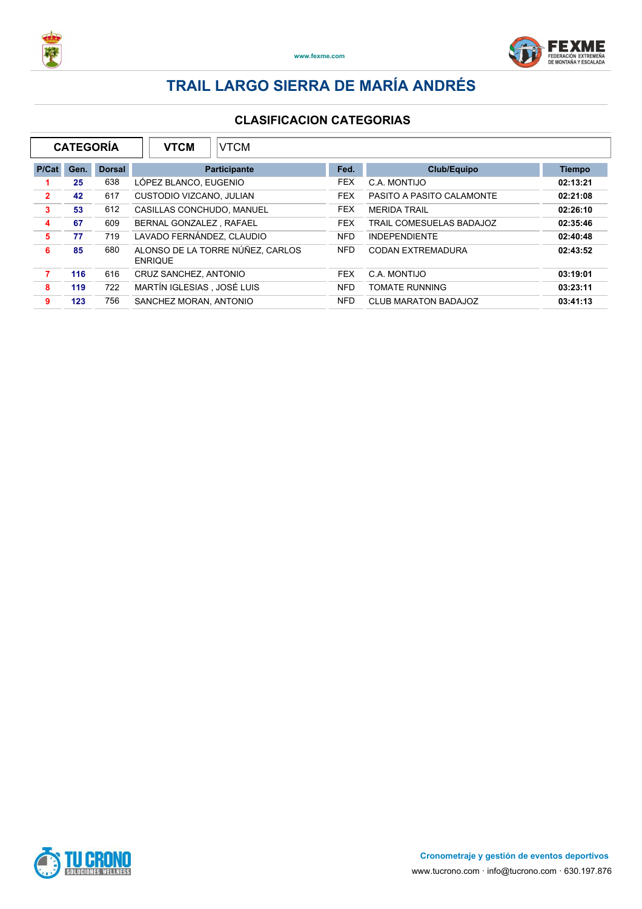# TRAIL LARGO SIERRA DE MARÍA ANDRÉS

## CLASIFICACION CATEGORIAS

| CATEGORÍA | VTCM | VTCM |
|---|---|---|

| P/Cat | Gen. | Dorsal | Participante | Fed. | Club/Equipo | Tiempo |
|---|---|---|---|---|---|---|
| 1 | 25 | 638 | LÓPEZ BLANCO, EUGENIO | FEX | C.A. MONTIJO | 02:13:21 |
| 2 | 42 | 617 | CUSTODIO VIZCANO, JULIAN | FEX | PASITO A PASITO CALAMONTE | 02:21:08 |
| 3 | 53 | 612 | CASILLAS CONCHUDO, MANUEL | FEX | MERIDA TRAIL | 02:26:10 |
| 4 | 67 | 609 | BERNAL GONZALEZ , RAFAEL | FEX | TRAIL COMESUELAS BADAJOZ | 02:35:46 |
| 5 | 77 | 719 | LAVADO FERNÁNDEZ, CLAUDIO | NFD | INDEPENDIENTE | 02:40:48 |
| 6 | 85 | 680 | ALONSO DE LA TORRE NÚÑEZ, CARLOS ENRIQUE | NFD | CODAN EXTREMADURA | 02:43:52 |
| 7 | 116 | 616 | CRUZ SANCHEZ, ANTONIO | FEX | C.A. MONTIJO | 03:19:01 |
| 8 | 119 | 722 | MARTÍN IGLESIAS , JOSÉ LUIS | NFD | TOMATE RUNNING | 03:23:11 |
| 9 | 123 | 756 | SANCHEZ MORAN, ANTONIO | NFD | CLUB MARATON BADAJOZ | 03:41:13 |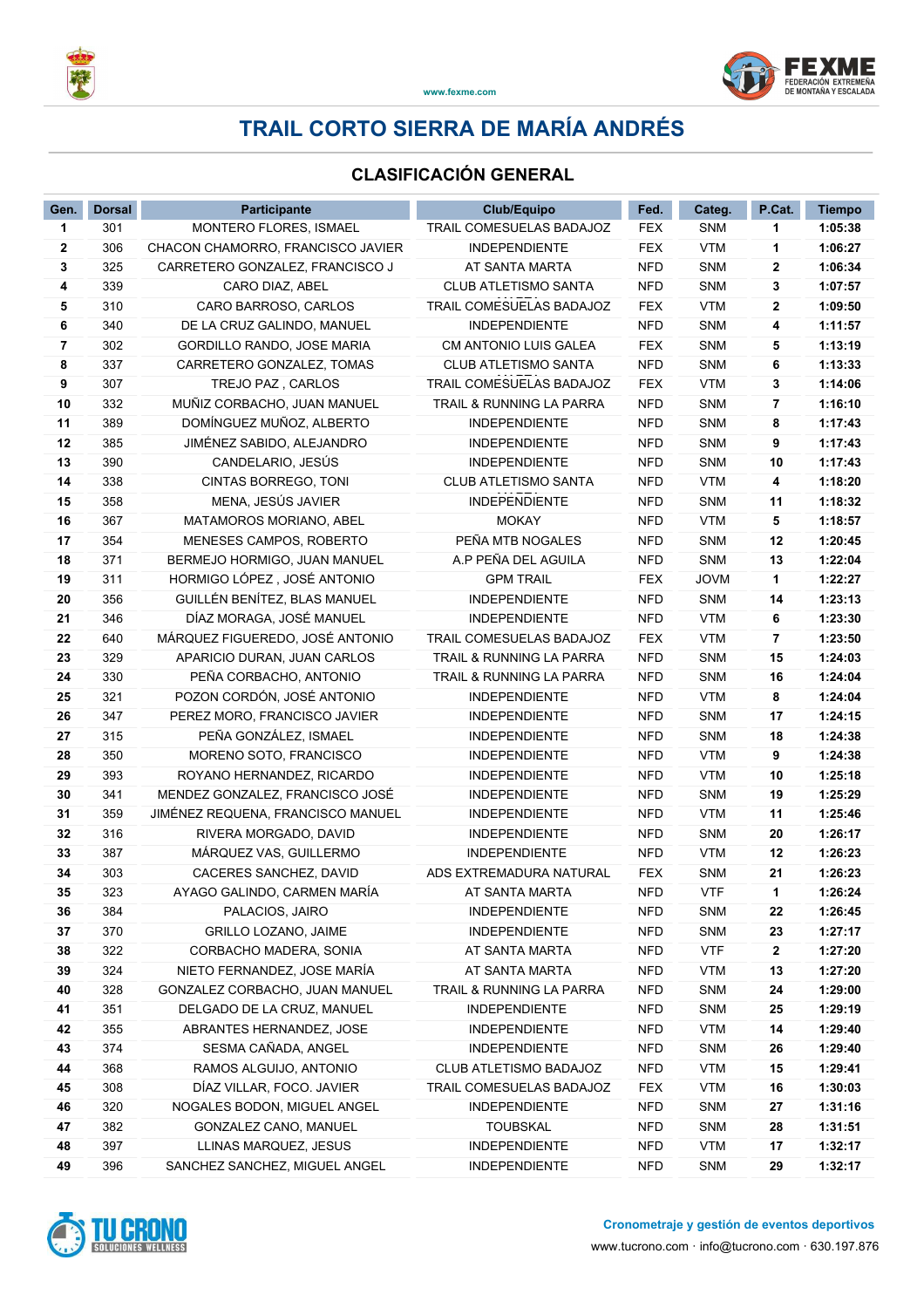# TRAIL CORTO SIERRA DE MARÍA ANDRÉS

## CLASIFICACIÓN GENERAL

| Gen. | Dorsal | Participante | Club/Equipo | Fed. | Categ. | P.Cat. | Tiempo |
|---|---|---|---|---|---|---|---|
| 1 | 301 | MONTERO FLORES, ISMAEL | TRAIL COMESUELAS BADAJOZ | FEX | SNM | 1 | 1:05:38 |
| 2 | 306 | CHACON CHAMORRO, FRANCISCO JAVIER | INDEPENDIENTE | FEX | VTM | 1 | 1:06:27 |
| 3 | 325 | CARRETERO GONZALEZ, FRANCISCO J | AT SANTA MARTA | NFD | SNM | 2 | 1:06:34 |
| 4 | 339 | CARO DIAZ, ABEL | CLUB ATLETISMO SANTA | NFD | SNM | 3 | 1:07:57 |
| 5 | 310 | CARO BARROSO, CARLOS | TRAIL COMESUELAS BADAJOZ | FEX | VTM | 2 | 1:09:50 |
| 6 | 340 | DE LA CRUZ GALINDO, MANUEL | INDEPENDIENTE | NFD | SNM | 4 | 1:11:57 |
| 7 | 302 | GORDILLO RANDO, JOSE MARIA | CM ANTONIO LUIS GALEA | FEX | SNM | 5 | 1:13:19 |
| 8 | 337 | CARRETERO GONZALEZ, TOMAS | CLUB ATLETISMO SANTA | NFD | SNM | 6 | 1:13:33 |
| 9 | 307 | TREJO PAZ , CARLOS | TRAIL COMESUELAS BADAJOZ | FEX | VTM | 3 | 1:14:06 |
| 10 | 332 | MUÑIZ CORBACHO, JUAN MANUEL | TRAIL & RUNNING LA PARRA | NFD | SNM | 7 | 1:16:10 |
| 11 | 389 | DOMÍNGUEZ MUÑOZ, ALBERTO | INDEPENDIENTE | NFD | SNM | 8 | 1:17:43 |
| 12 | 385 | JIMÉNEZ SABIDO, ALEJANDRO | INDEPENDIENTE | NFD | SNM | 9 | 1:17:43 |
| 13 | 390 | CANDELARIO, JESÚS | INDEPENDIENTE | NFD | SNM | 10 | 1:17:43 |
| 14 | 338 | CINTAS BORREGO, TONI | CLUB ATLETISMO SANTA | NFD | VTM | 4 | 1:18:20 |
| 15 | 358 | MENA, JESÚS JAVIER | INDEPENDIENTE | NFD | SNM | 11 | 1:18:32 |
| 16 | 367 | MATAMOROS MORIANO, ABEL | MOKAY | NFD | VTM | 5 | 1:18:57 |
| 17 | 354 | MENESES CAMPOS, ROBERTO | PEÑA MTB NOGALES | NFD | SNM | 12 | 1:20:45 |
| 18 | 371 | BERMEJO HORMIGO, JUAN MANUEL | A.P PEÑA DEL AGUILA | NFD | SNM | 13 | 1:22:04 |
| 19 | 311 | HORMIGO LÓPEZ , JOSÉ ANTONIO | GPM TRAIL | FEX | JOVM | 1 | 1:22:27 |
| 20 | 356 | GUILLÉN BENÍTEZ, BLAS MANUEL | INDEPENDIENTE | NFD | SNM | 14 | 1:23:13 |
| 21 | 346 | DÍAZ MORAGA, JOSÉ MANUEL | INDEPENDIENTE | NFD | VTM | 6 | 1:23:30 |
| 22 | 640 | MÁRQUEZ FIGUEREDO, JOSÉ ANTONIO | TRAIL COMESUELAS BADAJOZ | FEX | VTM | 7 | 1:23:50 |
| 23 | 329 | APARICIO DURAN, JUAN CARLOS | TRAIL & RUNNING LA PARRA | NFD | SNM | 15 | 1:24:03 |
| 24 | 330 | PEÑA CORBACHO, ANTONIO | TRAIL & RUNNING LA PARRA | NFD | SNM | 16 | 1:24:04 |
| 25 | 321 | POZON CORDÓN, JOSÉ ANTONIO | INDEPENDIENTE | NFD | VTM | 8 | 1:24:04 |
| 26 | 347 | PEREZ MORO, FRANCISCO JAVIER | INDEPENDIENTE | NFD | SNM | 17 | 1:24:15 |
| 27 | 315 | PEÑA GONZÁLEZ, ISMAEL | INDEPENDIENTE | NFD | SNM | 18 | 1:24:38 |
| 28 | 350 | MORENO SOTO, FRANCISCO | INDEPENDIENTE | NFD | VTM | 9 | 1:24:38 |
| 29 | 393 | ROYANO HERNANDEZ, RICARDO | INDEPENDIENTE | NFD | VTM | 10 | 1:25:18 |
| 30 | 341 | MENDEZ GONZALEZ, FRANCISCO JOSÉ | INDEPENDIENTE | NFD | SNM | 19 | 1:25:29 |
| 31 | 359 | JIMÉNEZ REQUENA, FRANCISCO MANUEL | INDEPENDIENTE | NFD | VTM | 11 | 1:25:46 |
| 32 | 316 | RIVERA MORGADO, DAVID | INDEPENDIENTE | NFD | SNM | 20 | 1:26:17 |
| 33 | 387 | MÁRQUEZ VAS, GUILLERMO | INDEPENDIENTE | NFD | VTM | 12 | 1:26:23 |
| 34 | 303 | CACERES SANCHEZ, DAVID | ADS EXTREMADURA NATURAL | FEX | SNM | 21 | 1:26:23 |
| 35 | 323 | AYAGO GALINDO, CARMEN MARÍA | AT SANTA MARTA | NFD | VTF | 1 | 1:26:24 |
| 36 | 384 | PALACIOS, JAIRO | INDEPENDIENTE | NFD | SNM | 22 | 1:26:45 |
| 37 | 370 | GRILLO LOZANO, JAIME | INDEPENDIENTE | NFD | SNM | 23 | 1:27:17 |
| 38 | 322 | CORBACHO MADERA, SONIA | AT SANTA MARTA | NFD | VTF | 2 | 1:27:20 |
| 39 | 324 | NIETO FERNANDEZ, JOSE MARÍA | AT SANTA MARTA | NFD | VTM | 13 | 1:27:20 |
| 40 | 328 | GONZALEZ CORBACHO, JUAN MANUEL | TRAIL & RUNNING LA PARRA | NFD | SNM | 24 | 1:29:00 |
| 41 | 351 | DELGADO DE LA CRUZ, MANUEL | INDEPENDIENTE | NFD | SNM | 25 | 1:29:19 |
| 42 | 355 | ABRANTES HERNANDEZ, JOSE | INDEPENDIENTE | NFD | VTM | 14 | 1:29:40 |
| 43 | 374 | SESMA CAÑADA, ANGEL | INDEPENDIENTE | NFD | SNM | 26 | 1:29:40 |
| 44 | 368 | RAMOS ALGUIJO, ANTONIO | CLUB ATLETISMO BADAJOZ | NFD | VTM | 15 | 1:29:41 |
| 45 | 308 | DÍAZ VILLAR, FOCO. JAVIER | TRAIL COMESUELAS BADAJOZ | FEX | VTM | 16 | 1:30:03 |
| 46 | 320 | NOGALES BODON, MIGUEL ANGEL | INDEPENDIENTE | NFD | SNM | 27 | 1:31:16 |
| 47 | 382 | GONZALEZ CANO, MANUEL | TOUBSKAL | NFD | SNM | 28 | 1:31:51 |
| 48 | 397 | LLINAS MARQUEZ, JESUS | INDEPENDIENTE | NFD | VTM | 17 | 1:32:17 |
| 49 | 396 | SANCHEZ SANCHEZ, MIGUEL ANGEL | INDEPENDIENTE | NFD | SNM | 29 | 1:32:17 |

Cronometraje y gestión de eventos deportivos
www.tucrono.com · info@tucrono.com · 630.197.876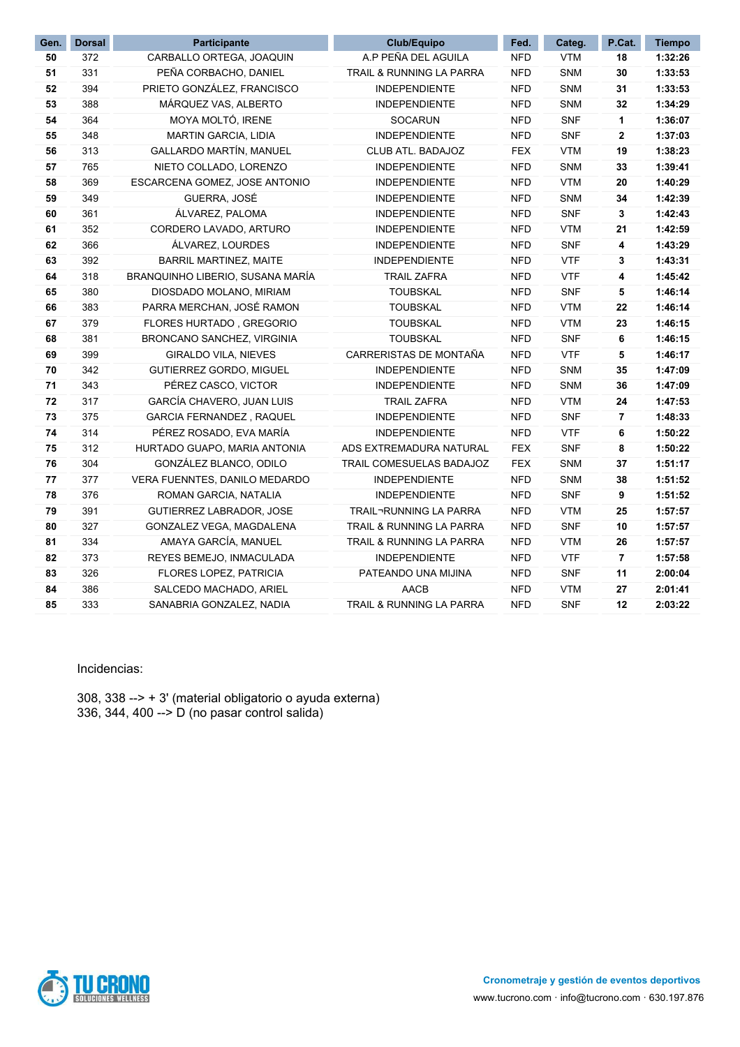| Gen. | Dorsal | Participante | Club/Equipo | Fed. | Categ. | P.Cat. | Tiempo |
|---|---|---|---|---|---|---|---|
| 50 | 372 | CARBALLO ORTEGA, JOAQUIN | A.P PEÑA DEL AGUILA | NFD | VTM | 18 | 1:32:26 |
| 51 | 331 | PEÑA CORBACHO, DANIEL | TRAIL & RUNNING LA PARRA | NFD | SNM | 30 | 1:33:53 |
| 52 | 394 | PRIETO GONZÁLEZ, FRANCISCO | INDEPENDIENTE | NFD | SNM | 31 | 1:33:53 |
| 53 | 388 | MÁRQUEZ VAS, ALBERTO | INDEPENDIENTE | NFD | SNM | 32 | 1:34:29 |
| 54 | 364 | MOYA MOLTÓ, IRENE | SOCARUN | NFD | SNF | 1 | 1:36:07 |
| 55 | 348 | MARTIN GARCIA, LIDIA | INDEPENDIENTE | NFD | SNF | 2 | 1:37:03 |
| 56 | 313 | GALLARDO MARTÍN, MANUEL | CLUB ATL. BADAJOZ | FEX | VTM | 19 | 1:38:23 |
| 57 | 765 | NIETO COLLADO, LORENZO | INDEPENDIENTE | NFD | SNM | 33 | 1:39:41 |
| 58 | 369 | ESCARCENA GOMEZ, JOSE ANTONIO | INDEPENDIENTE | NFD | VTM | 20 | 1:40:29 |
| 59 | 349 | GUERRA, JOSÉ | INDEPENDIENTE | NFD | SNM | 34 | 1:42:39 |
| 60 | 361 | ÁLVAREZ, PALOMA | INDEPENDIENTE | NFD | SNF | 3 | 1:42:43 |
| 61 | 352 | CORDERO LAVADO, ARTURO | INDEPENDIENTE | NFD | VTM | 21 | 1:42:59 |
| 62 | 366 | ÁLVAREZ, LOURDES | INDEPENDIENTE | NFD | SNF | 4 | 1:43:29 |
| 63 | 392 | BARRIL MARTINEZ, MAITE | INDEPENDIENTE | NFD | VTF | 3 | 1:43:31 |
| 64 | 318 | BRANQUINHO LIBERIO, SUSANA MARÍA | TRAIL ZAFRA | NFD | VTF | 4 | 1:45:42 |
| 65 | 380 | DIOSDADO MOLANO, MIRIAM | TOUBSKAL | NFD | SNF | 5 | 1:46:14 |
| 66 | 383 | PARRA MERCHAN, JOSÉ RAMON | TOUBSKAL | NFD | VTM | 22 | 1:46:14 |
| 67 | 379 | FLORES HURTADO , GREGORIO | TOUBSKAL | NFD | VTM | 23 | 1:46:15 |
| 68 | 381 | BRONCANO SANCHEZ, VIRGINIA | TOUBSKAL | NFD | SNF | 6 | 1:46:15 |
| 69 | 399 | GIRALDO VILA, NIEVES | CARRERISTAS DE MONTAÑA | NFD | VTF | 5 | 1:46:17 |
| 70 | 342 | GUTIERREZ GORDO, MIGUEL | INDEPENDIENTE | NFD | SNM | 35 | 1:47:09 |
| 71 | 343 | PÉREZ CASCO, VICTOR | INDEPENDIENTE | NFD | SNM | 36 | 1:47:09 |
| 72 | 317 | GARCÍA CHAVERO, JUAN LUIS | TRAIL ZAFRA | NFD | VTM | 24 | 1:47:53 |
| 73 | 375 | GARCIA FERNANDEZ , RAQUEL | INDEPENDIENTE | NFD | SNF | 7 | 1:48:33 |
| 74 | 314 | PÉREZ ROSADO, EVA MARÍA | INDEPENDIENTE | NFD | VTF | 6 | 1:50:22 |
| 75 | 312 | HURTADO GUAPO, MARIA ANTONIA | ADS EXTREMADURA NATURAL | FEX | SNF | 8 | 1:50:22 |
| 76 | 304 | GONZÁLEZ BLANCO, ODILO | TRAIL COMESUELAS BADAJOZ | FEX | SNM | 37 | 1:51:17 |
| 77 | 377 | VERA FUENNTES, DANILO MEDARDO | INDEPENDIENTE | NFD | SNM | 38 | 1:51:52 |
| 78 | 376 | ROMAN GARCIA, NATALIA | INDEPENDIENTE | NFD | SNF | 9 | 1:51:52 |
| 79 | 391 | GUTIERREZ LABRADOR, JOSE | TRAIL¬RUNNING LA PARRA | NFD | VTM | 25 | 1:57:57 |
| 80 | 327 | GONZALEZ VEGA, MAGDALENA | TRAIL & RUNNING LA PARRA | NFD | SNF | 10 | 1:57:57 |
| 81 | 334 | AMAYA GARCÍA, MANUEL | TRAIL & RUNNING LA PARRA | NFD | VTM | 26 | 1:57:57 |
| 82 | 373 | REYES BEMEJO, INMACULADA | INDEPENDIENTE | NFD | VTF | 7 | 1:57:58 |
| 83 | 326 | FLORES LOPEZ, PATRICIA | PATEANDO UNA MIJINA | NFD | SNF | 11 | 2:00:04 |
| 84 | 386 | SALCEDO MACHADO, ARIEL | AACB | NFD | VTM | 27 | 2:01:41 |
| 85 | 333 | SANABRIA GONZALEZ, NADIA | TRAIL & RUNNING LA PARRA | NFD | SNF | 12 | 2:03:22 |

Incidencias:

308, 338 --> + 3' (material obligatorio o ayuda externa)
336, 344, 400 --> D (no pasar control salida)

TU CRONO SOLUCIONES WELLNESS

Cronometraje y gestión de eventos deportivos
www.tucrono.com · info@tucrono.com · 630.197.876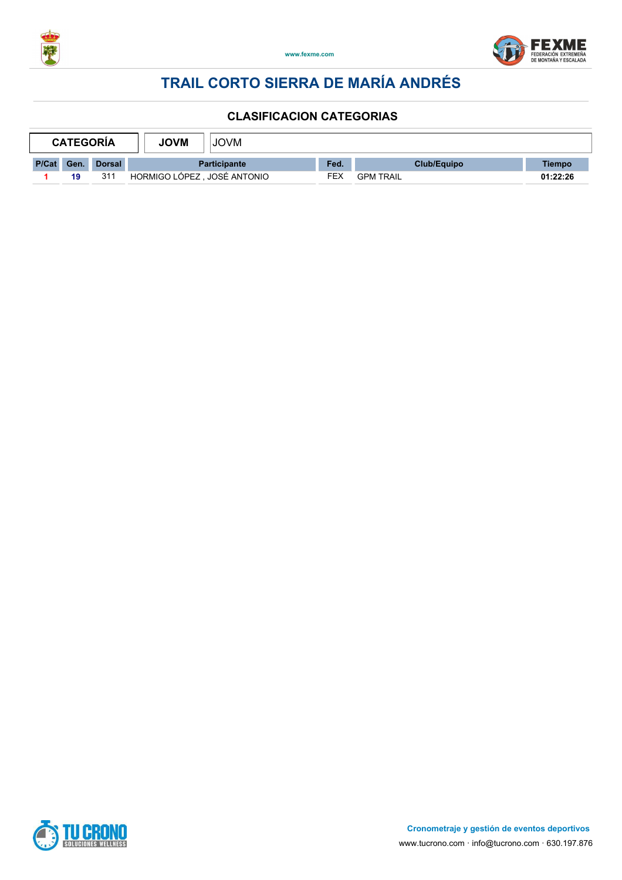# TRAIL CORTO SIERRA DE MARÍA ANDRÉS

## CLASIFICACION CATEGORIAS

| CATEGORÍA | JOVM | JOVM |
|---|---|---|

| P/Cat | Gen. | Dorsal | Participante | Fed. | Club/Equipo | Tiempo |
|---|---|---|---|---|---|---|
| 1 | 19 | 311 | HORMIGO LÓPEZ , JOSÉ ANTONIO | FEX | GPM TRAIL | 01:22:26 |

**Cronometraje y gestión de eventos deportivos**

www.tucrono.com · info@tucrono.com · 630.197.876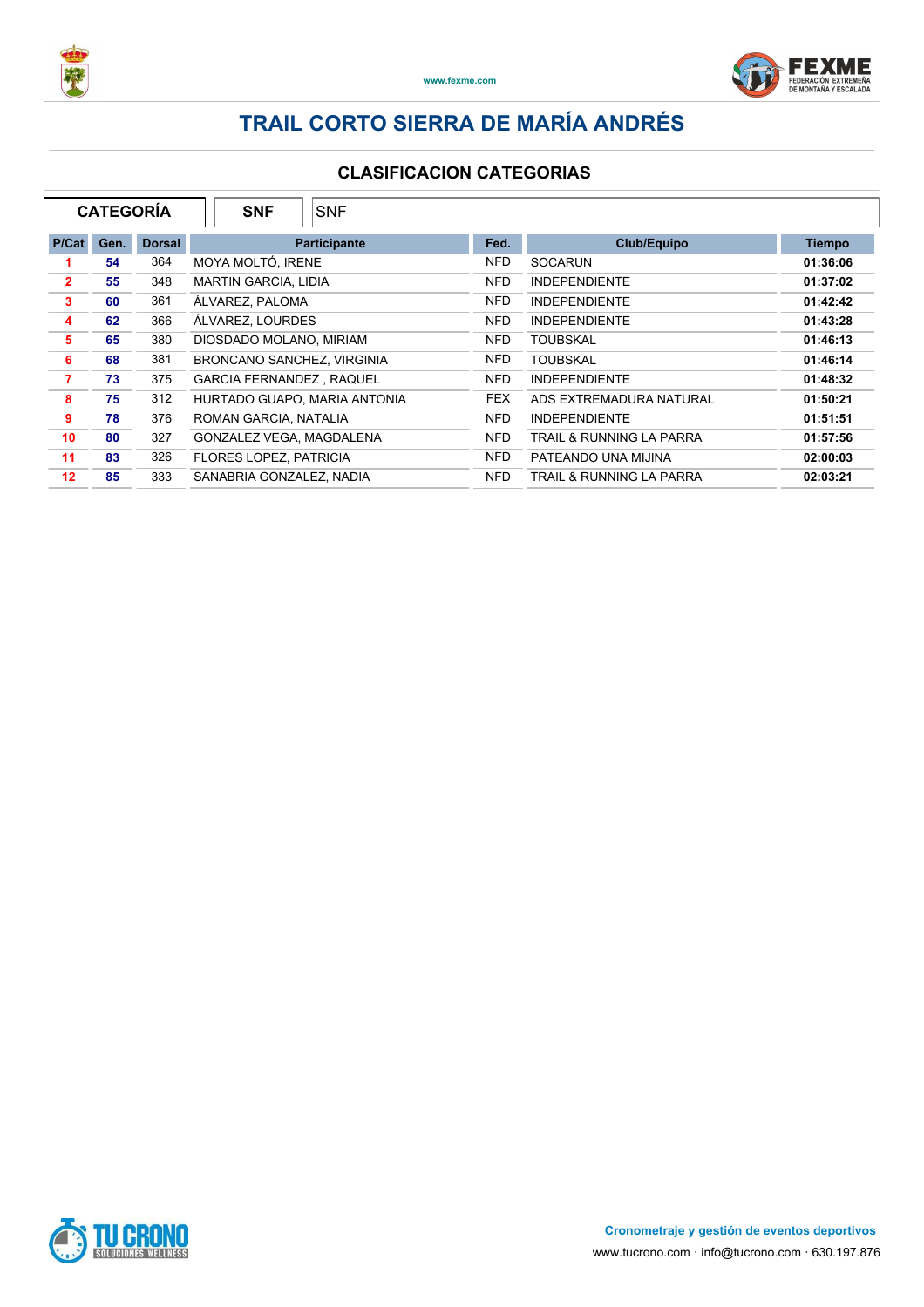# TRAIL CORTO SIERRA DE MARÍA ANDRÉS

## CLASIFICACION CATEGORIAS

| CATEGORÍA | SNF | SNF |
|---|---|---|

| P/Cat | Gen. | Dorsal | Participante | Fed. | Club/Equipo | Tiempo |
|---|---|---|---|---|---|---|
| 1 | 54 | 364 | MOYA MOLTÓ, IRENE | NFD | SOCARUN | 01:36:06 |
| 2 | 55 | 348 | MARTIN GARCIA, LIDIA | NFD | INDEPENDIENTE | 01:37:02 |
| 3 | 60 | 361 | ÁLVAREZ, PALOMA | NFD | INDEPENDIENTE | 01:42:42 |
| 4 | 62 | 366 | ÁLVAREZ, LOURDES | NFD | INDEPENDIENTE | 01:43:28 |
| 5 | 65 | 380 | DIOSDADO MOLANO, MIRIAM | NFD | TOUBSKAL | 01:46:13 |
| 6 | 68 | 381 | BRONCANO SANCHEZ, VIRGINIA | NFD | TOUBSKAL | 01:46:14 |
| 7 | 73 | 375 | GARCIA FERNANDEZ , RAQUEL | NFD | INDEPENDIENTE | 01:48:32 |
| 8 | 75 | 312 | HURTADO GUAPO, MARIA ANTONIA | FEX | ADS EXTREMADURA NATURAL | 01:50:21 |
| 9 | 78 | 376 | ROMAN GARCIA, NATALIA | NFD | INDEPENDIENTE | 01:51:51 |
| 10 | 80 | 327 | GONZALEZ VEGA, MAGDALENA | NFD | TRAIL & RUNNING LA PARRA | 01:57:56 |
| 11 | 83 | 326 | FLORES LOPEZ, PATRICIA | NFD | PATEANDO UNA MIJINA | 02:00:03 |
| 12 | 85 | 333 | SANABRIA GONZALEZ, NADIA | NFD | TRAIL & RUNNING LA PARRA | 02:03:21 |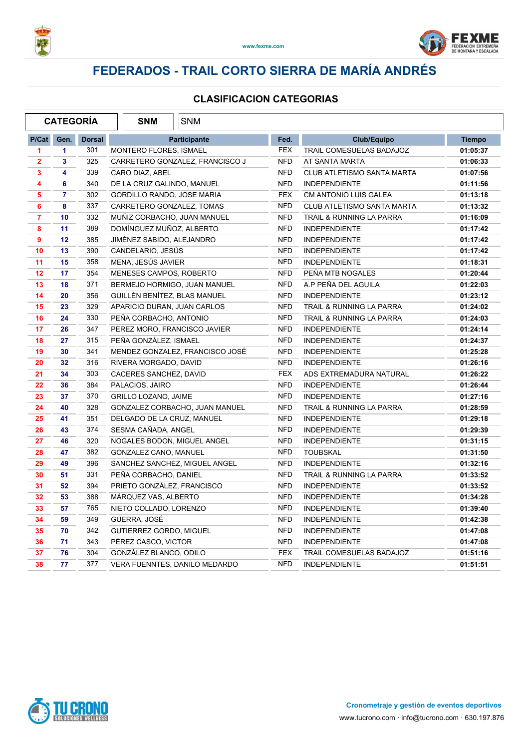www.fexme.com

# FEDERADOS - TRAIL CORTO SIERRA DE MARÍA ANDRÉS

## CLASIFICACION CATEGORIAS

| CATEGORÍA | SNM | SNM |
|---|---|---|

| P/Cat | Gen. | Dorsal | Participante | Fed. | Club/Equipo | Tiempo |
|---|---|---|---|---|---|---|
| 1 | 1 | 301 | MONTERO FLORES, ISMAEL | FEX | TRAIL COMESUELAS BADAJOZ | 01:05:37 |
| 2 | 3 | 325 | CARRETERO GONZALEZ, FRANCISCO J | NFD | AT SANTA MARTA | 01:06:33 |
| 3 | 4 | 339 | CARO DIAZ, ABEL | NFD | CLUB ATLETISMO SANTA MARTA | 01:07:56 |
| 4 | 6 | 340 | DE LA CRUZ GALINDO, MANUEL | NFD | INDEPENDIENTE | 01:11:56 |
| 5 | 7 | 302 | GORDILLO RANDO, JOSE MARIA | FEX | CM ANTONIO LUIS GALEA | 01:13:18 |
| 6 | 8 | 337 | CARRETERO GONZALEZ, TOMAS | NFD | CLUB ATLETISMO SANTA MARTA | 01:13:32 |
| 7 | 10 | 332 | MUÑIZ CORBACHO, JUAN MANUEL | NFD | TRAIL & RUNNING LA PARRA | 01:16:09 |
| 8 | 11 | 389 | DOMÍNGUEZ MUÑOZ, ALBERTO | NFD | INDEPENDIENTE | 01:17:42 |
| 9 | 12 | 385 | JIMÉNEZ SABIDO, ALEJANDRO | NFD | INDEPENDIENTE | 01:17:42 |
| 10 | 13 | 390 | CANDELARIO, JESÚS | NFD | INDEPENDIENTE | 01:17:42 |
| 11 | 15 | 358 | MENA, JESÚS JAVIER | NFD | INDEPENDIENTE | 01:18:31 |
| 12 | 17 | 354 | MENESES CAMPOS, ROBERTO | NFD | PEÑA MTB NOGALES | 01:20:44 |
| 13 | 18 | 371 | BERMEJO HORMIGO, JUAN MANUEL | NFD | A.P PEÑA DEL AGUILA | 01:22:03 |
| 14 | 20 | 356 | GUILLÉN BENÍTEZ, BLAS MANUEL | NFD | INDEPENDIENTE | 01:23:12 |
| 15 | 23 | 329 | APARICIO DURAN, JUAN CARLOS | NFD | TRAIL & RUNNING LA PARRA | 01:24:02 |
| 16 | 24 | 330 | PEÑA CORBACHO, ANTONIO | NFD | TRAIL & RUNNING LA PARRA | 01:24:03 |
| 17 | 26 | 347 | PEREZ MORO, FRANCISCO JAVIER | NFD | INDEPENDIENTE | 01:24:14 |
| 18 | 27 | 315 | PEÑA GONZÁLEZ, ISMAEL | NFD | INDEPENDIENTE | 01:24:37 |
| 19 | 30 | 341 | MENDEZ GONZALEZ, FRANCISCO JOSÉ | NFD | INDEPENDIENTE | 01:25:28 |
| 20 | 32 | 316 | RIVERA MORGADO, DAVID | NFD | INDEPENDIENTE | 01:26:16 |
| 21 | 34 | 303 | CACERES SANCHEZ, DAVID | FEX | ADS EXTREMADURA NATURAL | 01:26:22 |
| 22 | 36 | 384 | PALACIOS, JAIRO | NFD | INDEPENDIENTE | 01:26:44 |
| 23 | 37 | 370 | GRILLO LOZANO, JAIME | NFD | INDEPENDIENTE | 01:27:16 |
| 24 | 40 | 328 | GONZALEZ CORBACHO, JUAN MANUEL | NFD | TRAIL & RUNNING LA PARRA | 01:28:59 |
| 25 | 41 | 351 | DELGADO DE LA CRUZ, MANUEL | NFD | INDEPENDIENTE | 01:29:18 |
| 26 | 43 | 374 | SESMA CAÑADA, ANGEL | NFD | INDEPENDIENTE | 01:29:39 |
| 27 | 46 | 320 | NOGALES BODON, MIGUEL ANGEL | NFD | INDEPENDIENTE | 01:31:15 |
| 28 | 47 | 382 | GONZALEZ CANO, MANUEL | NFD | TOUBSKAL | 01:31:50 |
| 29 | 49 | 396 | SANCHEZ SANCHEZ, MIGUEL ANGEL | NFD | INDEPENDIENTE | 01:32:16 |
| 30 | 51 | 331 | PEÑA CORBACHO, DANIEL | NFD | TRAIL & RUNNING LA PARRA | 01:33:52 |
| 31 | 52 | 394 | PRIETO GONZÁLEZ, FRANCISCO | NFD | INDEPENDIENTE | 01:33:52 |
| 32 | 53 | 388 | MÁRQUEZ VAS, ALBERTO | NFD | INDEPENDIENTE | 01:34:28 |
| 33 | 57 | 765 | NIETO COLLADO, LORENZO | NFD | INDEPENDIENTE | 01:39:40 |
| 34 | 59 | 349 | GUERRA, JOSÉ | NFD | INDEPENDIENTE | 01:42:38 |
| 35 | 70 | 342 | GUTIERREZ GORDO, MIGUEL | NFD | INDEPENDIENTE | 01:47:08 |
| 36 | 71 | 343 | PÉREZ CASCO, VICTOR | NFD | INDEPENDIENTE | 01:47:08 |
| 37 | 76 | 304 | GONZÁLEZ BLANCO, ODILO | FEX | TRAIL COMESUELAS BADAJOZ | 01:51:16 |
| 38 | 77 | 377 | VERA FUENNTES, DANILO MEDARDO | NFD | INDEPENDIENTE | 01:51:51 |

Cronometraje y gestión de eventos deportivos

www.tucrono.com · info@tucrono.com · 630.197.876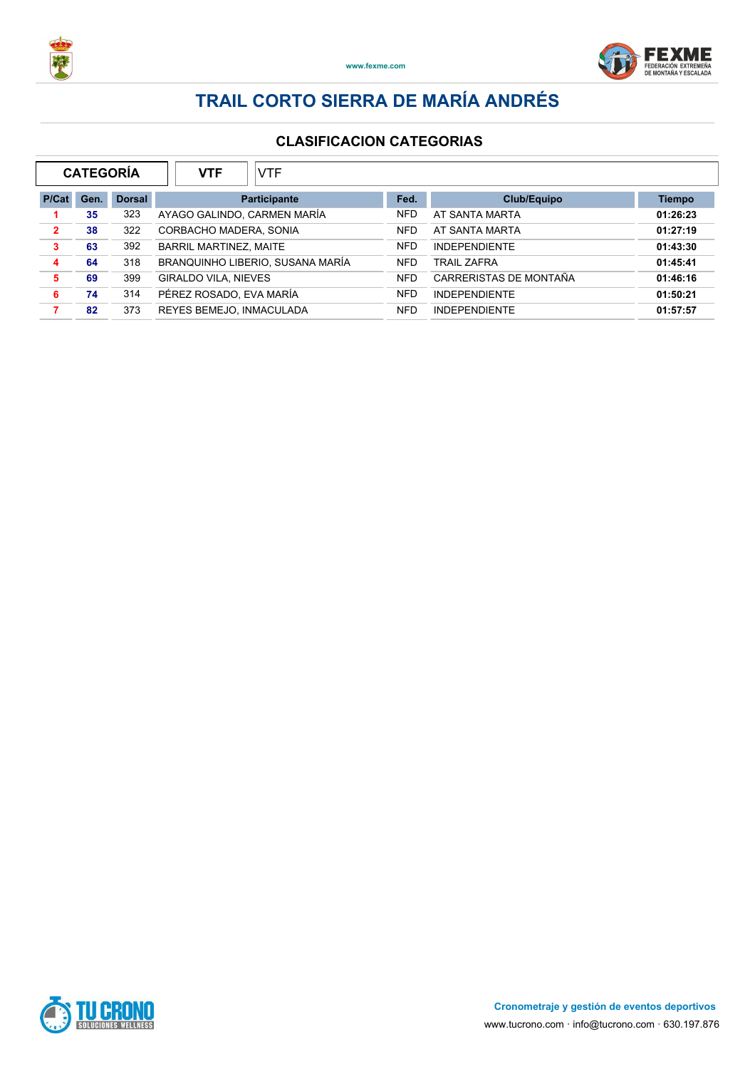# TRAIL CORTO SIERRA DE MARÍA ANDRÉS

## CLASIFICACION CATEGORIAS

| CATEGORÍA | VTF | VTF |
|---|---|---|

| P/Cat | Gen. | Dorsal | Participante | Fed. | Club/Equipo | Tiempo |
|---|---|---|---|---|---|---|
| 1 | 35 | 323 | AYAGO GALINDO, CARMEN MARÍA | NFD | AT SANTA MARTA | 01:26:23 |
| 2 | 38 | 322 | CORBACHO MADERA, SONIA | NFD | AT SANTA MARTA | 01:27:19 |
| 3 | 63 | 392 | BARRIL MARTINEZ, MAITE | NFD | INDEPENDIENTE | 01:43:30 |
| 4 | 64 | 318 | BRANQUINHO LIBERIO, SUSANA MARÍA | NFD | TRAIL ZAFRA | 01:45:41 |
| 5 | 69 | 399 | GIRALDO VILA, NIEVES | NFD | CARRERISTAS DE MONTAÑA | 01:46:16 |
| 6 | 74 | 314 | PÉREZ ROSADO, EVA MARÍA | NFD | INDEPENDIENTE | 01:50:21 |
| 7 | 82 | 373 | REYES BEMEJO, INMACULADA | NFD | INDEPENDIENTE | 01:57:57 |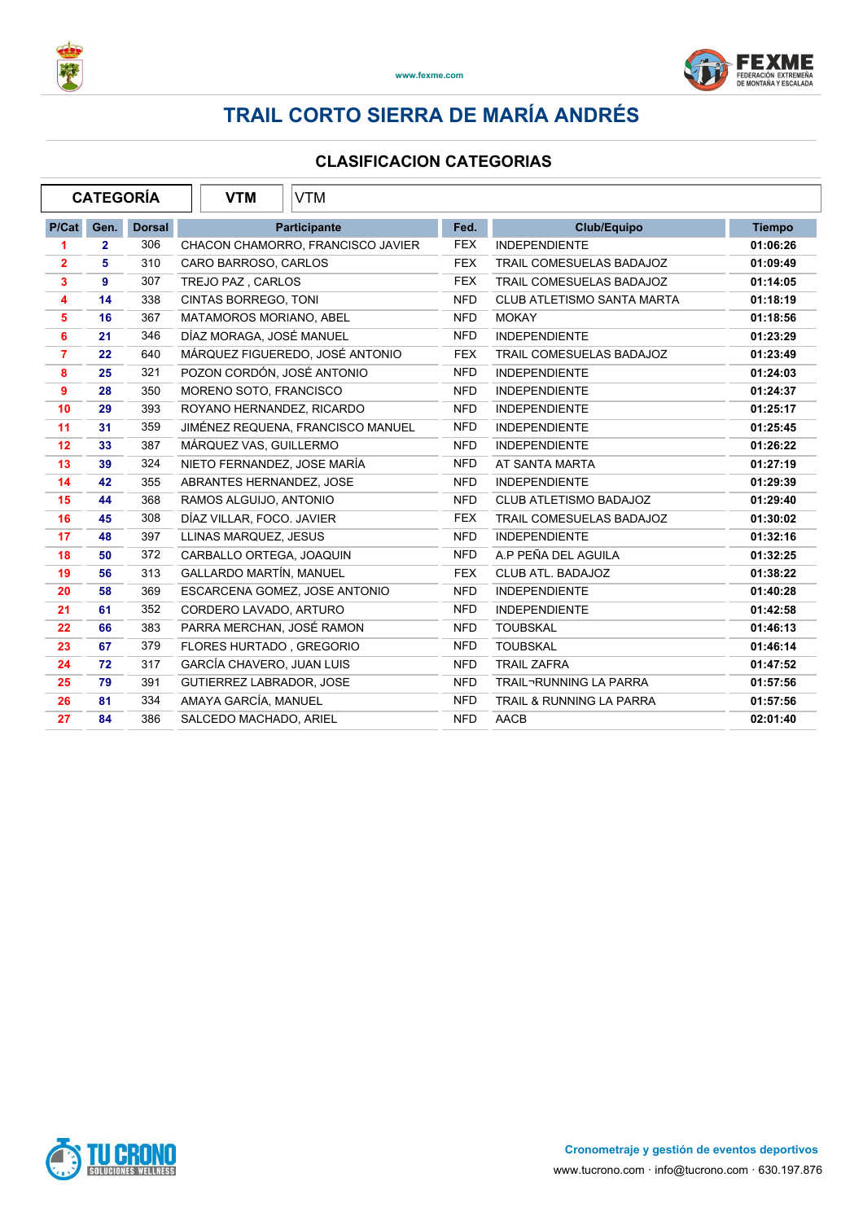# TRAIL CORTO SIERRA DE MARÍA ANDRÉS

## CLASIFICACION CATEGORIAS

| CATEGORÍA | VTM | VTM |
|---|---|---|

| P/Cat | Gen. | Dorsal | Participante | Fed. | Club/Equipo | Tiempo |
|---|---|---|---|---|---|---|
| 1 | 2 | 306 | CHACON CHAMORRO, FRANCISCO JAVIER | FEX | INDEPENDIENTE | 01:06:26 |
| 2 | 5 | 310 | CARO BARROSO, CARLOS | FEX | TRAIL COMESUELAS BADAJOZ | 01:09:49 |
| 3 | 9 | 307 | TREJO PAZ , CARLOS | FEX | TRAIL COMESUELAS BADAJOZ | 01:14:05 |
| 4 | 14 | 338 | CINTAS BORREGO, TONI | NFD | CLUB ATLETISMO SANTA MARTA | 01:18:19 |
| 5 | 16 | 367 | MATAMOROS MORIANO, ABEL | NFD | MOKAY | 01:18:56 |
| 6 | 21 | 346 | DÍAZ MORAGA, JOSÉ MANUEL | NFD | INDEPENDIENTE | 01:23:29 |
| 7 | 22 | 640 | MÁRQUEZ FIGUEREDO, JOSÉ ANTONIO | FEX | TRAIL COMESUELAS BADAJOZ | 01:23:49 |
| 8 | 25 | 321 | POZON CORDÓN, JOSÉ ANTONIO | NFD | INDEPENDIENTE | 01:24:03 |
| 9 | 28 | 350 | MORENO SOTO, FRANCISCO | NFD | INDEPENDIENTE | 01:24:37 |
| 10 | 29 | 393 | ROYANO HERNANDEZ, RICARDO | NFD | INDEPENDIENTE | 01:25:17 |
| 11 | 31 | 359 | JIMÉNEZ REQUENA, FRANCISCO MANUEL | NFD | INDEPENDIENTE | 01:25:45 |
| 12 | 33 | 387 | MÁRQUEZ VAS, GUILLERMO | NFD | INDEPENDIENTE | 01:26:22 |
| 13 | 39 | 324 | NIETO FERNANDEZ, JOSE MARÍA | NFD | AT SANTA MARTA | 01:27:19 |
| 14 | 42 | 355 | ABRANTES HERNANDEZ, JOSE | NFD | INDEPENDIENTE | 01:29:39 |
| 15 | 44 | 368 | RAMOS ALGUIJO, ANTONIO | NFD | CLUB ATLETISMO BADAJOZ | 01:29:40 |
| 16 | 45 | 308 | DÍAZ VILLAR, FOCO. JAVIER | FEX | TRAIL COMESUELAS BADAJOZ | 01:30:02 |
| 17 | 48 | 397 | LLINAS MARQUEZ, JESUS | NFD | INDEPENDIENTE | 01:32:16 |
| 18 | 50 | 372 | CARBALLO ORTEGA, JOAQUIN | NFD | A.P PEÑA DEL AGUILA | 01:32:25 |
| 19 | 56 | 313 | GALLARDO MARTÍN, MANUEL | FEX | CLUB ATL. BADAJOZ | 01:38:22 |
| 20 | 58 | 369 | ESCARCENA GOMEZ, JOSE ANTONIO | NFD | INDEPENDIENTE | 01:40:28 |
| 21 | 61 | 352 | CORDERO LAVADO, ARTURO | NFD | INDEPENDIENTE | 01:42:58 |
| 22 | 66 | 383 | PARRA MERCHAN, JOSÉ RAMON | NFD | TOUBSKAL | 01:46:13 |
| 23 | 67 | 379 | FLORES HURTADO , GREGORIO | NFD | TOUBSKAL | 01:46:14 |
| 24 | 72 | 317 | GARCÍA CHAVERO, JUAN LUIS | NFD | TRAIL ZAFRA | 01:47:52 |
| 25 | 79 | 391 | GUTIERREZ LABRADOR, JOSE | NFD | TRAIL¬RUNNING LA PARRA | 01:57:56 |
| 26 | 81 | 334 | AMAYA GARCÍA, MANUEL | NFD | TRAIL & RUNNING LA PARRA | 01:57:56 |
| 27 | 84 | 386 | SALCEDO MACHADO, ARIEL | NFD | AACB | 02:01:40 |